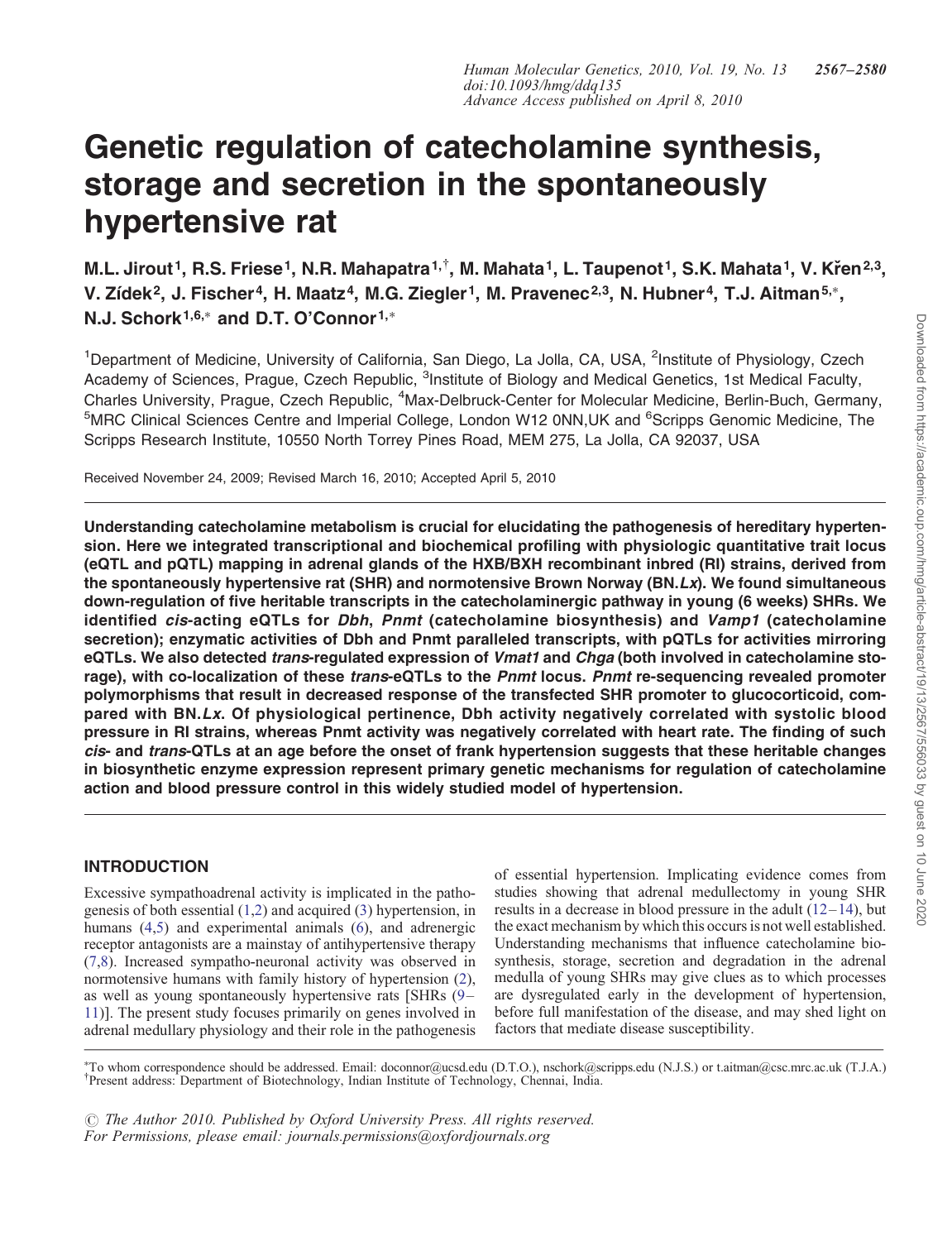# Genetic regulation of catecholamine synthesis, storage and secretion in the spontaneously hypertensive rat

M.L. Jirout[1], R.S. Friese[1], N.R. Mahapatra[1,†], M. Mahata[1], L. Taupenot[1], S.K. Mahata[1], V. Křen[2,3], V. Zídek[2], J. Fischer[4], H. Maatz[4], M.G. Ziegler[1], M. Pravenec[2,3], N. Hubner[4], T.J. Aitman[5,*], N.J. Schork[1,6,*] and D.T. O'Connor[1,*]

[1]Department of Medicine, University of California, San Diego, La Jolla, CA, USA, [2]Institute of Physiology, Czech Academy of Sciences, Prague, Czech Republic, [3]Institute of Biology and Medical Genetics, 1st Medical Faculty, Charles University, Prague, Czech Republic, [4]Max-Delbruck-Center for Molecular Medicine, Berlin-Buch, Germany, [5]MRC Clinical Sciences Centre and Imperial College, London W12 0NN,UK and [6]Scripps Genomic Medicine, The Scripps Research Institute, 10550 North Torrey Pines Road, MEM 275, La Jolla, CA 92037, USA

Received November 24, 2009; Revised March 16, 2010; Accepted April 5, 2010

**Understanding catecholamine metabolism is crucial for elucidating the pathogenesis of hereditary hypertension. Here we integrated transcriptional and biochemical profiling with physiologic quantitative trait locus (eQTL and pQTL) mapping in adrenal glands of the HXB/BXH recombinant inbred (RI) strains, derived from the spontaneously hypertensive rat (SHR) and normotensive Brown Norway (BN.*Lx*). We found simultaneous down-regulation of five heritable transcripts in the catecholaminergic pathway in young (6 weeks) SHRs. We identified *cis*-acting eQTLs for *Dbh*, *Pnmt* (catecholamine biosynthesis) and *Vamp1* (catecholamine secretion); enzymatic activities of Dbh and Pnmt paralleled transcripts, with pQTLs for activities mirroring eQTLs. We also detected *trans*-regulated expression of *Vmat1* and *Chga* (both involved in catecholamine storage), with co-localization of these *trans*-eQTLs to the *Pnmt* locus. *Pnmt* re-sequencing revealed promoter polymorphisms that result in decreased response of the transfected SHR promoter to glucocorticoid, compared with BN.*Lx*. Of physiological pertinence, Dbh activity negatively correlated with systolic blood pressure in RI strains, whereas Pnmt activity was negatively correlated with heart rate. The finding of such *cis*- and *trans*-QTLs at an age before the onset of frank hypertension suggests that these heritable changes in biosynthetic enzyme expression represent primary genetic mechanisms for regulation of catecholamine action and blood pressure control in this widely studied model of hypertension.**

## INTRODUCTION

Excessive sympathoadrenal activity is implicated in the pathogenesis of both essential (1,2) and acquired (3) hypertension, in humans (4,5) and experimental animals (6), and adrenergic receptor antagonists are a mainstay of antihypertensive therapy (7,8). Increased sympatho-neuronal activity was observed in normotensive humans with family history of hypertension (2), as well as young spontaneously hypertensive rats [SHRs (9–11)]. The present study focuses primarily on genes involved in adrenal medullary physiology and their role in the pathogenesis of essential hypertension. Implicating evidence comes from studies showing that adrenal medullectomy in young SHR results in a decrease in blood pressure in the adult (12–14), but the exact mechanism by which this occurs is not well established. Understanding mechanisms that influence catecholamine biosynthesis, storage, secretion and degradation in the adrenal medulla of young SHRs may give clues as to which processes are dysregulated early in the development of hypertension, before full manifestation of the disease, and may shed light on factors that mediate disease susceptibility.

*To whom correspondence should be addressed. Email: doconnor@ucsd.edu (D.T.O.), nschork@scripps.edu (N.J.S.) or t.aitman@csc.mrc.ac.uk (T.J.A.)
†Present address: Department of Biotechnology, Indian Institute of Technology, Chennai, India.

© The Author 2010. Published by Oxford University Press. All rights reserved.
For Permissions, please email: journals.permissions@oxfordjournals.org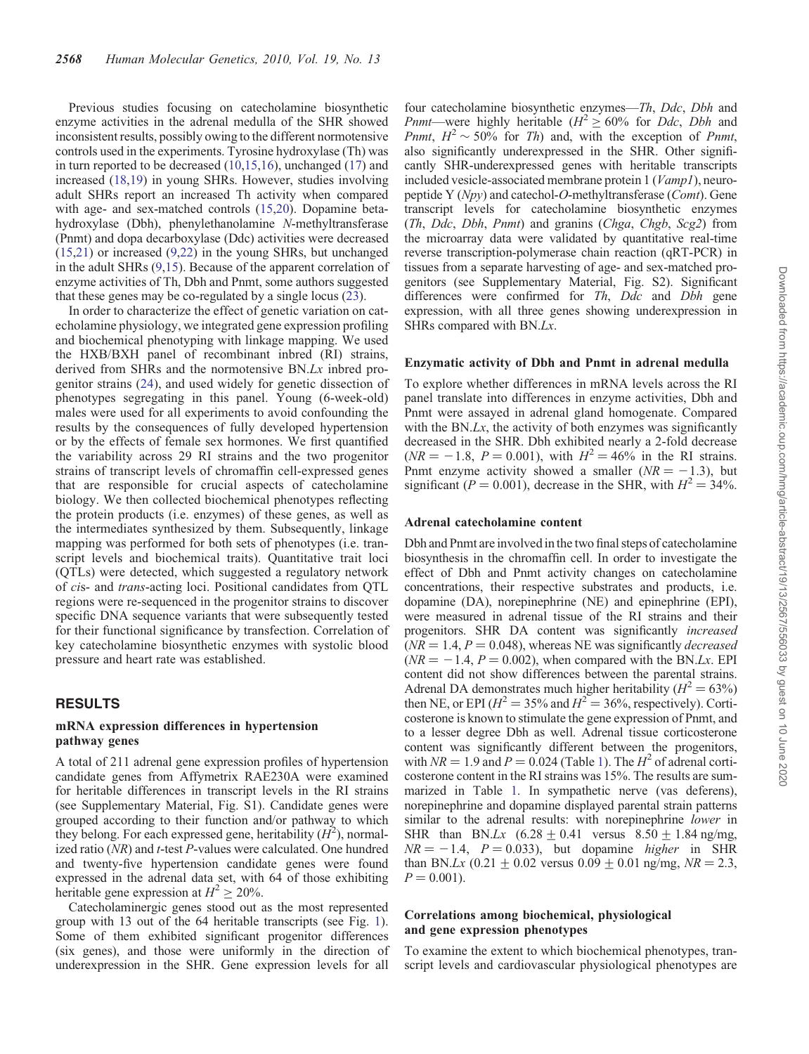Previous studies focusing on catecholamine biosynthetic enzyme activities in the adrenal medulla of the SHR showed inconsistent results, possibly owing to the different normotensive controls used in the experiments. Tyrosine hydroxylase (Th) was in turn reported to be decreased (10,15,16), unchanged (17) and increased (18,19) in young SHRs. However, studies involving adult SHRs report an increased Th activity when compared with age- and sex-matched controls (15,20). Dopamine beta-hydroxylase (Dbh), phenylethanolamine *N*-methyltransferase (Pnmt) and dopa decarboxylase (Ddc) activities were decreased (15,21) or increased (9,22) in the young SHRs, but unchanged in the adult SHRs (9,15). Because of the apparent correlation of enzyme activities of Th, Dbh and Pnmt, some authors suggested that these genes may be co-regulated by a single locus (23).

In order to characterize the effect of genetic variation on catecholamine physiology, we integrated gene expression profiling and biochemical phenotyping with linkage mapping. We used the HXB/BXH panel of recombinant inbred (RI) strains, derived from SHRs and the normotensive BN.*Lx* inbred progenitor strains (24), and used widely for genetic dissection of phenotypes segregating in this panel. Young (6-week-old) males were used for all experiments to avoid confounding the results by the consequences of fully developed hypertension or by the effects of female sex hormones. We first quantified the variability across 29 RI strains and the two progenitor strains of transcript levels of chromaffin cell-expressed genes that are responsible for crucial aspects of catecholamine biology. We then collected biochemical phenotypes reflecting the protein products (i.e. enzymes) of these genes, as well as the intermediates synthesized by them. Subsequently, linkage mapping was performed for both sets of phenotypes (i.e. transcript levels and biochemical traits). Quantitative trait loci (QTLs) were detected, which suggested a regulatory network of *cis*- and *trans*-acting loci. Positional candidates from QTL regions were re-sequenced in the progenitor strains to discover specific DNA sequence variants that were subsequently tested for their functional significance by transfection. Correlation of key catecholamine biosynthetic enzymes with systolic blood pressure and heart rate was established.

## RESULTS

### mRNA expression differences in hypertension pathway genes

A total of 211 adrenal gene expression profiles of hypertension candidate genes from Affymetrix RAE230A were examined for heritable differences in transcript levels in the RI strains (see Supplementary Material, Fig. S1). Candidate genes were grouped according to their function and/or pathway to which they belong. For each expressed gene, heritability ($H^2$), normalized ratio (*NR*) and *t*-test *P*-values were calculated. One hundred and twenty-five hypertension candidate genes were found expressed in the adrenal data set, with 64 of those exhibiting heritable gene expression at $H^2 \geq 20\%$.

Catecholaminergic genes stood out as the most represented group with 13 out of the 64 heritable transcripts (see Fig. 1). Some of them exhibited significant progenitor differences (six genes), and those were uniformly in the direction of underexpression in the SHR. Gene expression levels for all four catecholamine biosynthetic enzymes—*Th*, *Ddc*, *Dbh* and *Pnmt*—were highly heritable ($H^2 \geq 60\%$ for *Ddc*, *Dbh* and *Pnmt*, $H^2 \sim 50\%$ for *Th*) and, with the exception of *Pnmt*, also significantly underexpressed in the SHR. Other significantly SHR-underexpressed genes with heritable transcripts included vesicle-associated membrane protein 1 (*Vamp1*), neuropeptide Y (*Npy*) and catechol-*O*-methyltransferase (*Comt*). Gene transcript levels for catecholamine biosynthetic enzymes (*Th*, *Ddc*, *Dbh*, *Pnmt*) and granins (*Chga*, *Chgb*, *Scg2*) from the microarray data were validated by quantitative real-time reverse transcription-polymerase chain reaction (qRT-PCR) in tissues from a separate harvesting of age- and sex-matched progenitors (see Supplementary Material, Fig. S2). Significant differences were confirmed for *Th*, *Ddc* and *Dbh* gene expression, with all three genes showing underexpression in SHRs compared with BN.*Lx*.

### Enzymatic activity of Dbh and Pnmt in adrenal medulla

To explore whether differences in mRNA levels across the RI panel translate into differences in enzyme activities, Dbh and Pnmt were assayed in adrenal gland homogenate. Compared with the BN.*Lx*, the activity of both enzymes was significantly decreased in the SHR. Dbh exhibited nearly a 2-fold decrease ($NR = -1.8$, $P = 0.001$), with $H^2 = 46\%$ in the RI strains. Pnmt enzyme activity showed a smaller ($NR = -1.3$), but significant ($P = 0.001$), decrease in the SHR, with $H^2 = 34\%$.

### Adrenal catecholamine content

Dbh and Pnmt are involved in the two final steps of catecholamine biosynthesis in the chromaffin cell. In order to investigate the effect of Dbh and Pnmt activity changes on catecholamine concentrations, their respective substrates and products, i.e. dopamine (DA), norepinephrine (NE) and epinephrine (EPI), were measured in adrenal tissue of the RI strains and their progenitors. SHR DA content was significantly *increased* ($NR = 1.4$, $P = 0.048$), whereas NE was significantly *decreased* ($NR = -1.4$, $P = 0.002$), when compared with the BN.*Lx*. EPI content did not show differences between the parental strains. Adrenal DA demonstrates much higher heritability ($H^2 = 63\%$) then NE, or EPI ($H^2 = 35\%$ and $H^2 = 36\%$, respectively). Corticosterone is known to stimulate the gene expression of Pnmt, and to a lesser degree Dbh as well. Adrenal tissue corticosterone content was significantly different between the progenitors, with $NR = 1.9$ and $P = 0.024$ (Table 1). The $H^2$ of adrenal corticosterone content in the RI strains was 15%. The results are summarized in Table 1. In sympathetic nerve (vas deferens), norepinephrine and dopamine displayed parental strain patterns similar to the adrenal results: with norepinephrine *lower* in SHR than BN.*Lx* ($6.28 \pm 0.41$ versus $8.50 \pm 1.84$ ng/mg, $NR = -1.4$, $P = 0.033$), but dopamine *higher* in SHR than BN.*Lx* ($0.21 \pm 0.02$ versus $0.09 \pm 0.01$ ng/mg, $NR = 2.3$, $P = 0.001$).

### Correlations among biochemical, physiological and gene expression phenotypes

To examine the extent to which biochemical phenotypes, transcript levels and cardiovascular physiological phenotypes are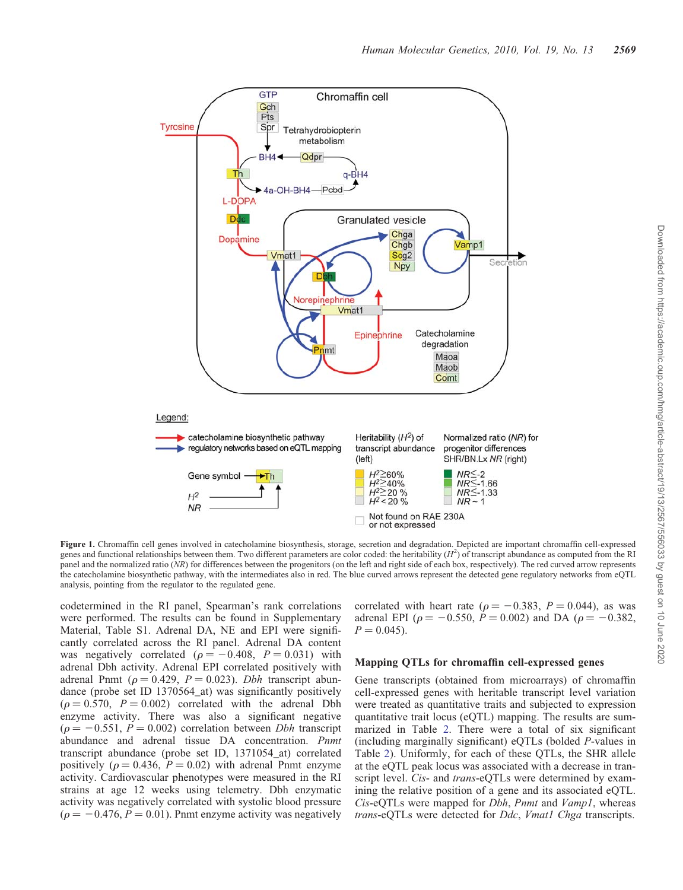**Figure 1.** Chromaffin cell genes involved in catecholamine biosynthesis, storage, secretion and degradation. Depicted are important chromaffin cell-expressed genes and functional relationships between them. Two different parameters are color coded: the heritability ($H^2$) of transcript abundance as computed from the RI panel and the normalized ratio (*NR*) for differences between the progenitors (on the left and right side of each box, respectively). The red curved arrow represents the catecholamine biosynthetic pathway, with the intermediates also in red. The blue curved arrows represent the detected gene regulatory networks from eQTL analysis, pointing from the regulator to the regulated gene.

codetermined in the RI panel, Spearman's rank correlations were performed. The results can be found in Supplementary Material, Table S1. Adrenal DA, NE and EPI were significantly correlated across the RI panel. Adrenal DA content was negatively correlated ($\rho = -0.408$, $P = 0.031$) with adrenal Dbh activity. Adrenal EPI correlated positively with adrenal Pnmt ($\rho = 0.429$, $P = 0.023$). *Dbh* transcript abundance (probe set ID 1370564_at) was significantly positively ($\rho = 0.570$, $P = 0.002$) correlated with the adrenal Dbh enzyme activity. There was also a significant negative ($\rho = -0.551$, $P = 0.002$) correlation between *Dbh* transcript abundance and adrenal tissue DA concentration. *Pnmt* transcript abundance (probe set ID, 1371054_at) correlated positively ($\rho = 0.436$, $P = 0.02$) with adrenal Pnmt enzyme activity. Cardiovascular phenotypes were measured in the RI strains at age 12 weeks using telemetry. Dbh enzymatic activity was negatively correlated with systolic blood pressure ($\rho = -0.476$, $P = 0.01$). Pnmt enzyme activity was negatively correlated with heart rate ($\rho = -0.383$, $P = 0.044$), as was adrenal EPI ($\rho = -0.550$, $P = 0.002$) and DA ($\rho = -0.382$, $P = 0.045$).

### Mapping QTLs for chromaffin cell-expressed genes

Gene transcripts (obtained from microarrays) of chromaffin cell-expressed genes with heritable transcript level variation were treated as quantitative traits and subjected to expression quantitative trait locus (eQTL) mapping. The results are summarized in Table 2. There were a total of six significant (including marginally significant) eQTLs (bolded *P*-values in Table 2). Uniformly, for each of these QTLs, the SHR allele at the eQTL peak locus was associated with a decrease in transcript level. *Cis*- and *trans*-eQTLs were determined by examining the relative position of a gene and its associated eQTL. *Cis*-eQTLs were mapped for *Dbh*, *Pnmt* and *Vamp1*, whereas *trans*-eQTLs were detected for *Ddc*, *Vmat1* *Chga* transcripts.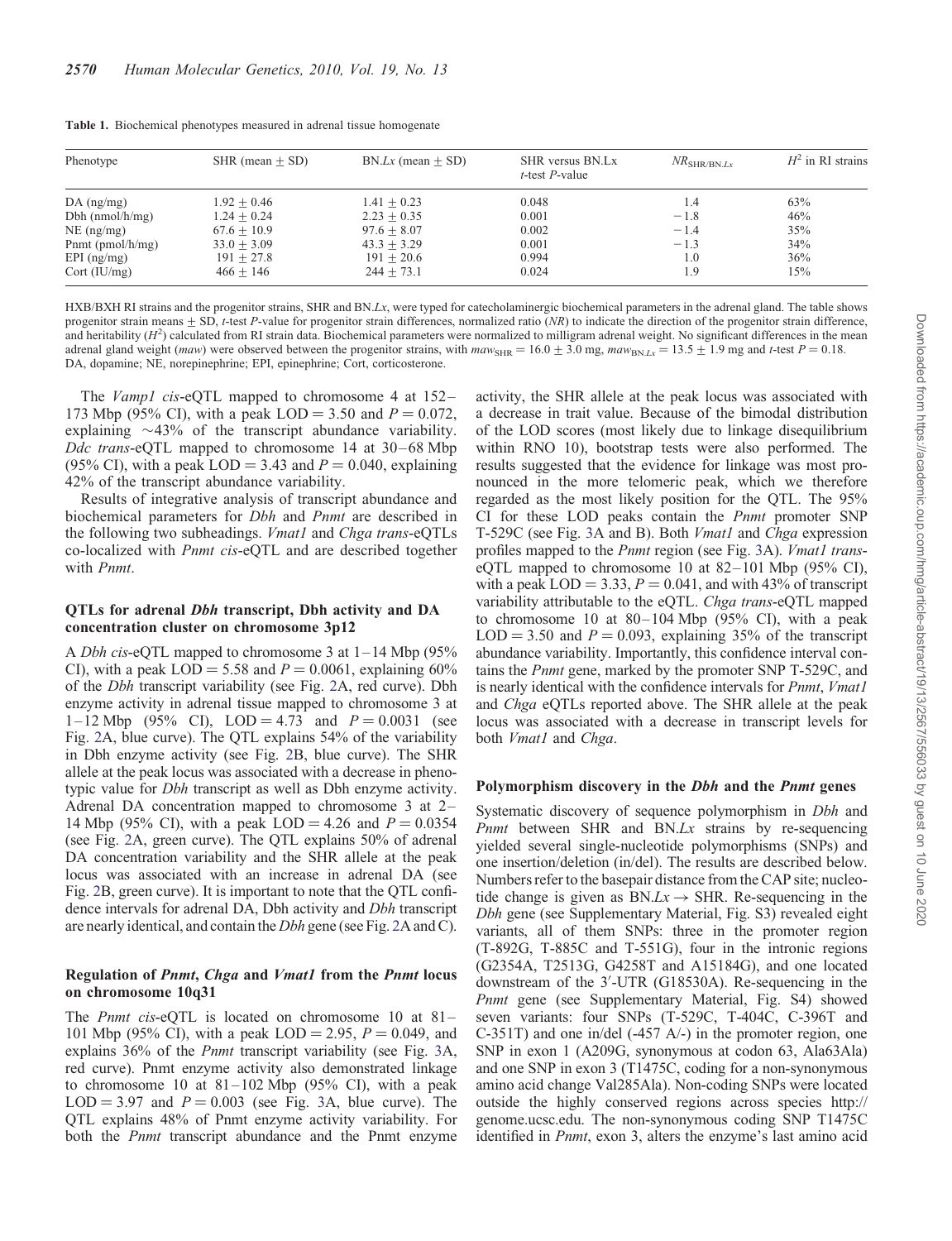**Table 1.** Biochemical phenotypes measured in adrenal tissue homogenate

| Phenotype | SHR (mean ± SD) | BN.*Lx* (mean ± SD) | SHR versus BN.Lx *t*-test *P*-value | $NR_{\mathrm{SHR/BN}.Lx}$ | $H^2$ in RI strains |
|---|---|---|---|---|---|
| DA (ng/mg) | 1.92 ± 0.46 | 1.41 ± 0.23 | 0.048 | 1.4 | 63% |
| Dbh (nmol/h/mg) | 1.24 ± 0.24 | 2.23 ± 0.35 | 0.001 | −1.8 | 46% |
| NE (ng/mg) | 67.6 ± 10.9 | 97.6 ± 8.07 | 0.002 | −1.4 | 35% |
| Pnmt (pmol/h/mg) | 33.0 ± 3.09 | 43.3 ± 3.29 | 0.001 | −1.3 | 34% |
| EPI (ng/mg) | 191 ± 27.8 | 191 ± 20.6 | 0.994 | 1.0 | 36% |
| Cort (IU/mg) | 466 ± 146 | 244 ± 73.1 | 0.024 | 1.9 | 15% |

HXB/BXH RI strains and the progenitor strains, SHR and BN.*Lx*, were typed for catecholaminergic biochemical parameters in the adrenal gland. The table shows progenitor strain means ± SD, *t*-test *P*-value for progenitor strain differences, normalized ratio (*NR*) to indicate the direction of the progenitor strain difference, and heritability ($H^2$) calculated from RI strain data. Biochemical parameters were normalized to milligram adrenal weight. No significant differences in the mean adrenal gland weight (*maw*) were observed between the progenitor strains, with $maw_{\mathrm{SHR}} = 16.0 \pm 3.0$ mg, $maw_{\mathrm{BN}.Lx} = 13.5 \pm 1.9$ mg and *t*-test $P = 0.18$. DA, dopamine; NE, norepinephrine; EPI, epinephrine; Cort, corticosterone.

The *Vamp1 cis*-eQTL mapped to chromosome 4 at 152–173 Mbp (95% CI), with a peak LOD = 3.50 and $P = 0.072$, explaining ~43% of the transcript abundance variability. *Ddc trans*-eQTL mapped to chromosome 14 at 30–68 Mbp (95% CI), with a peak LOD = 3.43 and $P = 0.040$, explaining 42% of the transcript abundance variability.

Results of integrative analysis of transcript abundance and biochemical parameters for *Dbh* and *Pnmt* are described in the following two subheadings. *Vmat1* and *Chga trans*-eQTLs co-localized with *Pnmt cis*-eQTL and are described together with *Pnmt*.

### QTLs for adrenal *Dbh* transcript, Dbh activity and DA concentration cluster on chromosome 3p12

A *Dbh cis*-eQTL mapped to chromosome 3 at 1–14 Mbp (95% CI), with a peak LOD = 5.58 and $P = 0.0061$, explaining 60% of the *Dbh* transcript variability (see Fig. 2A, red curve). Dbh enzyme activity in adrenal tissue mapped to chromosome 3 at 1–12 Mbp (95% CI), LOD = 4.73 and $P = 0.0031$ (see Fig. 2A, blue curve). The QTL explains 54% of the variability in Dbh enzyme activity (see Fig. 2B, blue curve). The SHR allele at the peak locus was associated with a decrease in phenotypic value for *Dbh* transcript as well as Dbh enzyme activity. Adrenal DA concentration mapped to chromosome 3 at 2–14 Mbp (95% CI), with a peak LOD = 4.26 and $P = 0.0354$ (see Fig. 2A, green curve). The QTL explains 50% of adrenal DA concentration variability and the SHR allele at the peak locus was associated with an increase in adrenal DA (see Fig. 2B, green curve). It is important to note that the QTL confidence intervals for adrenal DA, Dbh activity and *Dbh* transcript are nearly identical, and contain the *Dbh* gene (see Fig. 2A and C).

### Regulation of *Pnmt*, *Chga* and *Vmat1* from the *Pnmt* locus on chromosome 10q31

The *Pnmt cis*-eQTL is located on chromosome 10 at 81–101 Mbp (95% CI), with a peak LOD = 2.95, $P = 0.049$, and explains 36% of the *Pnmt* transcript variability (see Fig. 3A, red curve). Pnmt enzyme activity also demonstrated linkage to chromosome 10 at 81–102 Mbp (95% CI), with a peak LOD = 3.97 and $P = 0.003$ (see Fig. 3A, blue curve). The QTL explains 48% of Pnmt enzyme activity variability. For both the *Pnmt* transcript abundance and the Pnmt enzyme activity, the SHR allele at the peak locus was associated with a decrease in trait value. Because of the bimodal distribution of the LOD scores (most likely due to linkage disequilibrium within RNO 10), bootstrap tests were also performed. The results suggested that the evidence for linkage was most pronounced in the more telomeric peak, which we therefore regarded as the most likely position for the QTL. The 95% CI for these LOD peaks contain the *Pnmt* promoter SNP T-529C (see Fig. 3A and B). Both *Vmat1* and *Chga* expression profiles mapped to the *Pnmt* region (see Fig. 3A). *Vmat1 trans*-eQTL mapped to chromosome 10 at 82–101 Mbp (95% CI), with a peak LOD = 3.33, $P = 0.041$, and with 43% of transcript variability attributable to the eQTL. *Chga trans*-eQTL mapped to chromosome 10 at 80–104 Mbp (95% CI), with a peak LOD = 3.50 and $P = 0.093$, explaining 35% of the transcript abundance variability. Importantly, this confidence interval contains the *Pnmt* gene, marked by the promoter SNP T-529C, and is nearly identical with the confidence intervals for *Pnmt*, *Vmat1* and *Chga* eQTLs reported above. The SHR allele at the peak locus was associated with a decrease in transcript levels for both *Vmat1* and *Chga*.

### Polymorphism discovery in the *Dbh* and the *Pnmt* genes

Systematic discovery of sequence polymorphism in *Dbh* and *Pnmt* between SHR and BN.*Lx* strains by re-sequencing yielded several single-nucleotide polymorphisms (SNPs) and one insertion/deletion (in/del). The results are described below. Numbers refer to the basepair distance from the CAP site; nucleotide change is given as BN.*Lx* → SHR. Re-sequencing in the *Dbh* gene (see Supplementary Material, Fig. S3) revealed eight variants, all of them SNPs: three in the promoter region (T-892G, T-885C and T-551G), four in the intronic regions (G2354A, T2513G, G4258T and A15184G), and one located downstream of the 3′-UTR (G18530A). Re-sequencing in the *Pnmt* gene (see Supplementary Material, Fig. S4) showed seven variants: four SNPs (T-529C, T-404C, C-396T and C-351T) and one in/del (-457 A/-) in the promoter region, one SNP in exon 1 (A209G, synonymous at codon 63, Ala63Ala) and one SNP in exon 3 (T1475C, coding for a non-synonymous amino acid change Val285Ala). Non-coding SNPs were located outside the highly conserved regions across species http://genome.ucsc.edu. The non-synonymous coding SNP T1475C identified in *Pnmt*, exon 3, alters the enzyme's last amino acid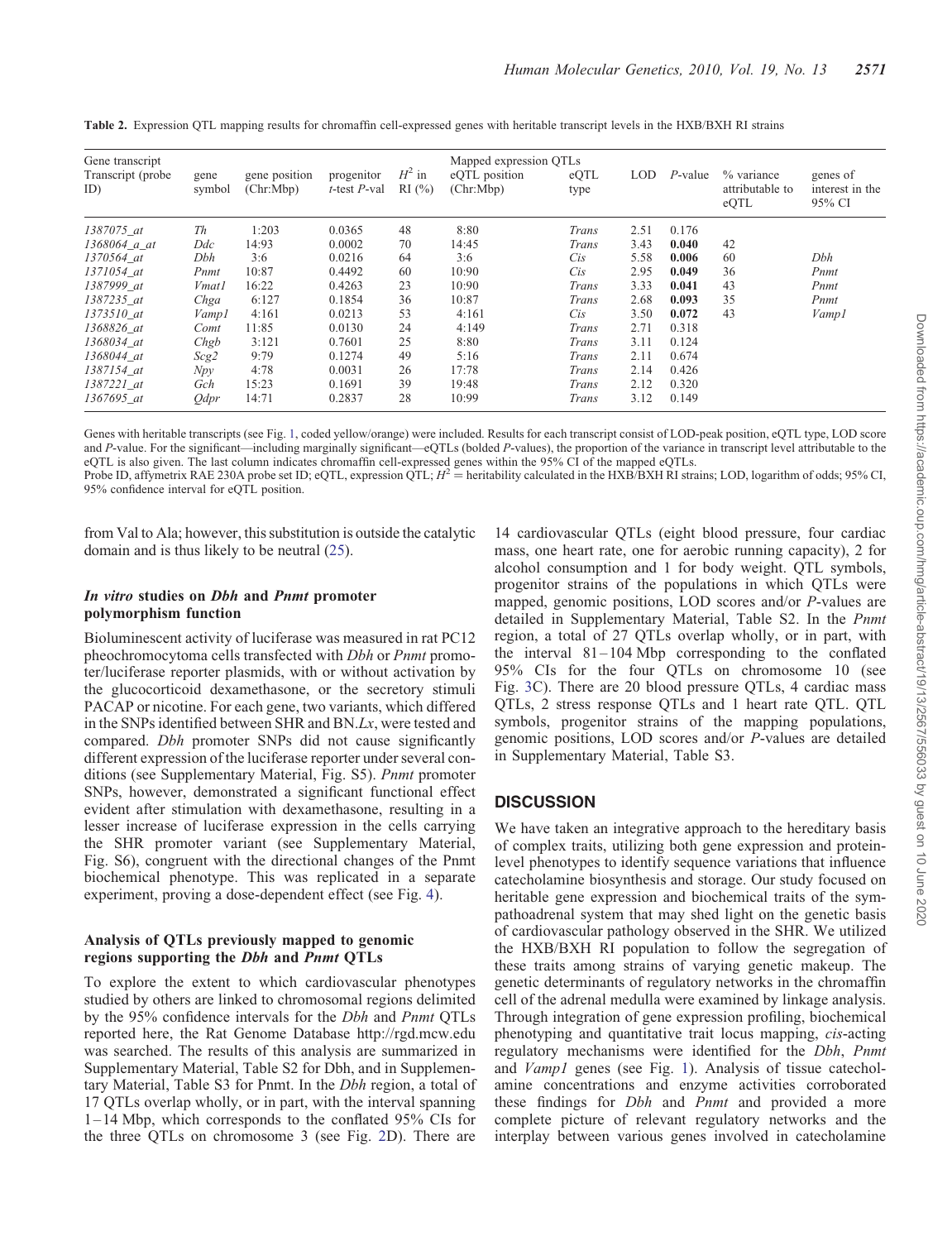**Table 2.** Expression QTL mapping results for chromaffin cell-expressed genes with heritable transcript levels in the HXB/BXH RI strains

| Gene transcript | | | | | Mapped expression QTLs | | | | | |
|---|---|---|---|---|---|---|---|---|---|---|
| Transcript (probe ID) | gene symbol | gene position (Chr:Mbp) | progenitor *t*-test *P*-val | $H^2$ in RI (%) | eQTL position (Chr:Mbp) | eQTL type | LOD | *P*-value | % variance attributable to eQTL | genes of interest in the 95% CI |
| *1387075_at* | *Th* | 1:203 | 0.0365 | 48 | 8:80 | *Trans* | 2.51 | 0.176 | | |
| *1368064_a_at* | *Ddc* | 14:93 | 0.0002 | 70 | 14:45 | *Trans* | 3.43 | **0.040** | 42 | |
| *1370564_at* | *Dbh* | 3:6 | 0.0216 | 64 | 3:6 | *Cis* | 5.58 | **0.006** | 60 | *Dbh* |
| *1371054_at* | *Pnmt* | 10:87 | 0.4492 | 60 | 10:90 | *Cis* | 2.95 | **0.049** | 36 | *Pnmt* |
| *1387999_at* | *Vmat1* | 16:22 | 0.4263 | 23 | 10:90 | *Trans* | 3.33 | **0.041** | 43 | *Pnmt* |
| *1387235_at* | *Chga* | 6:127 | 0.1854 | 36 | 10:87 | *Trans* | 2.68 | **0.093** | 35 | *Pnmt* |
| *1373510_at* | *Vamp1* | 4:161 | 0.0213 | 53 | 4:161 | *Cis* | 3.50 | **0.072** | 43 | *Vamp1* |
| *1368826_at* | *Comt* | 11:85 | 0.0130 | 24 | 4:149 | *Trans* | 2.71 | 0.318 | | |
| *1368034_at* | *Chgb* | 3:121 | 0.7601 | 25 | 8:80 | *Trans* | 3.11 | 0.124 | | |
| *1368044_at* | *Scg2* | 9:79 | 0.1274 | 49 | 5:16 | *Trans* | 2.11 | 0.674 | | |
| *1387154_at* | *Npy* | 4:78 | 0.0031 | 26 | 17:78 | *Trans* | 2.14 | 0.426 | | |
| *1387221_at* | *Gch* | 15:23 | 0.1691 | 39 | 19:48 | *Trans* | 2.12 | 0.320 | | |
| *1367695_at* | *Qdpr* | 14:71 | 0.2837 | 28 | 10:99 | *Trans* | 3.12 | 0.149 | | |

Genes with heritable transcripts (see Fig. 1, coded yellow/orange) were included. Results for each transcript consist of LOD-peak position, eQTL type, LOD score and *P*-value. For the significant—including marginally significant—eQTLs (bolded *P*-values), the proportion of the variance in transcript level attributable to the eQTL is also given. The last column indicates chromaffin cell-expressed genes within the 95% CI of the mapped eQTLs.
Probe ID, affymetrix RAE 230A probe set ID; eQTL, expression QTL; $H^2$ = heritability calculated in the HXB/BXH RI strains; LOD, logarithm of odds; 95% CI, 95% confidence interval for eQTL position.

from Val to Ala; however, this substitution is outside the catalytic domain and is thus likely to be neutral (25).

### *In vitro* studies on *Dbh* and *Pnmt* promoter polymorphism function

Bioluminescent activity of luciferase was measured in rat PC12 pheochromocytoma cells transfected with *Dbh* or *Pnmt* promoter/luciferase reporter plasmids, with or without activation by the glucocorticoid dexamethasone, or the secretory stimuli PACAP or nicotine. For each gene, two variants, which differed in the SNPs identified between SHR and BN.*Lx*, were tested and compared. *Dbh* promoter SNPs did not cause significantly different expression of the luciferase reporter under several conditions (see Supplementary Material, Fig. S5). *Pnmt* promoter SNPs, however, demonstrated a significant functional effect evident after stimulation with dexamethasone, resulting in a lesser increase of luciferase expression in the cells carrying the SHR promoter variant (see Supplementary Material, Fig. S6), congruent with the directional changes of the Pnmt biochemical phenotype. This was replicated in a separate experiment, proving a dose-dependent effect (see Fig. 4).

### Analysis of QTLs previously mapped to genomic regions supporting the *Dbh* and *Pnmt* QTLs

To explore the extent to which cardiovascular phenotypes studied by others are linked to chromosomal regions delimited by the 95% confidence intervals for the *Dbh* and *Pnmt* QTLs reported here, the Rat Genome Database http://rgd.mcw.edu was searched. The results of this analysis are summarized in Supplementary Material, Table S2 for Dbh, and in Supplementary Material, Table S3 for Pnmt. In the *Dbh* region, a total of 17 QTLs overlap wholly, or in part, with the interval spanning 1–14 Mbp, which corresponds to the conflated 95% CIs for the three QTLs on chromosome 3 (see Fig. 2D). There are 14 cardiovascular QTLs (eight blood pressure, four cardiac mass, one heart rate, one for aerobic running capacity), 2 for alcohol consumption and 1 for body weight. QTL symbols, progenitor strains of the populations in which QTLs were mapped, genomic positions, LOD scores and/or *P*-values are detailed in Supplementary Material, Table S2. In the *Pnmt* region, a total of 27 QTLs overlap wholly, or in part, with the interval 81–104 Mbp corresponding to the conflated 95% CIs for the four QTLs on chromosome 10 (see Fig. 3C). There are 20 blood pressure QTLs, 4 cardiac mass QTLs, 2 stress response QTLs and 1 heart rate QTL. QTL symbols, progenitor strains of the mapping populations, genomic positions, LOD scores and/or *P*-values are detailed in Supplementary Material, Table S3.

## DISCUSSION

We have taken an integrative approach to the hereditary basis of complex traits, utilizing both gene expression and protein-level phenotypes to identify sequence variations that influence catecholamine biosynthesis and storage. Our study focused on heritable gene expression and biochemical traits of the sympathoadrenal system that may shed light on the genetic basis of cardiovascular pathology observed in the SHR. We utilized the HXB/BXH RI population to follow the segregation of these traits among strains of varying genetic makeup. The genetic determinants of regulatory networks in the chromaffin cell of the adrenal medulla were examined by linkage analysis. Through integration of gene expression profiling, biochemical phenotyping and quantitative trait locus mapping, *cis*-acting regulatory mechanisms were identified for the *Dbh*, *Pnmt* and *Vamp1* genes (see Fig. 1). Analysis of tissue catecholamine concentrations and enzyme activities corroborated these findings for *Dbh* and *Pnmt* and provided a more complete picture of relevant regulatory networks and the interplay between various genes involved in catecholamine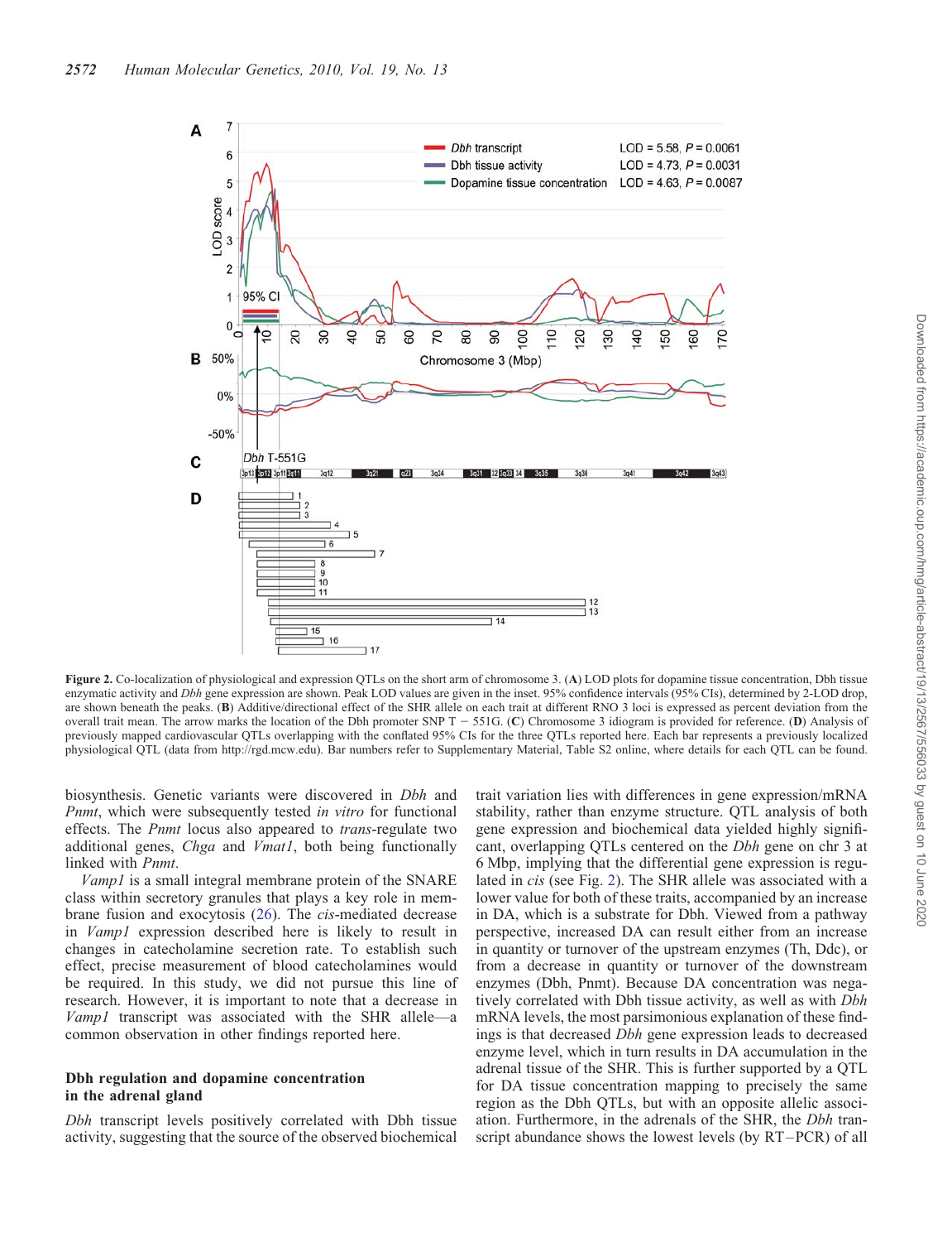**Figure 2.** Co-localization of physiological and expression QTLs on the short arm of chromosome 3. (**A**) LOD plots for dopamine tissue concentration, Dbh tissue enzymatic activity and *Dbh* gene expression are shown. Peak LOD values are given in the inset. 95% confidence intervals (95% CIs), determined by 2-LOD drop, are shown beneath the peaks. (**B**) Additive/directional effect of the SHR allele on each trait at different RNO 3 loci is expressed as percent deviation from the overall trait mean. The arrow marks the location of the Dbh promoter SNP T − 551G. (**C**) Chromosome 3 idiogram is provided for reference. (**D**) Analysis of previously mapped cardiovascular QTLs overlapping with the conflated 95% CIs for the three QTLs reported here. Each bar represents a previously localized physiological QTL (data from http://rgd.mcw.edu). Bar numbers refer to Supplementary Material, Table S2 online, where details for each QTL can be found.

biosynthesis. Genetic variants were discovered in *Dbh* and *Pnmt*, which were subsequently tested *in vitro* for functional effects. The *Pnmt* locus also appeared to *trans*-regulate two additional genes, *Chga* and *Vmat1*, both being functionally linked with *Pnmt*.

*Vamp1* is a small integral membrane protein of the SNARE class within secretory granules that plays a key role in membrane fusion and exocytosis (26). The *cis*-mediated decrease in *Vamp1* expression described here is likely to result in changes in catecholamine secretion rate. To establish such effect, precise measurement of blood catecholamines would be required. In this study, we did not pursue this line of research. However, it is important to note that a decrease in *Vamp1* transcript was associated with the SHR allele—a common observation in other findings reported here.

### Dbh regulation and dopamine concentration in the adrenal gland

*Dbh* transcript levels positively correlated with Dbh tissue activity, suggesting that the source of the observed biochemical trait variation lies with differences in gene expression/mRNA stability, rather than enzyme structure. QTL analysis of both gene expression and biochemical data yielded highly significant, overlapping QTLs centered on the *Dbh* gene on chr 3 at 6 Mbp, implying that the differential gene expression is regulated in *cis* (see Fig. 2). The SHR allele was associated with a lower value for both of these traits, accompanied by an increase in DA, which is a substrate for Dbh. Viewed from a pathway perspective, increased DA can result either from an increase in quantity or turnover of the upstream enzymes (Th, Ddc), or from a decrease in quantity or turnover of the downstream enzymes (Dbh, Pnmt). Because DA concentration was negatively correlated with Dbh tissue activity, as well as with *Dbh* mRNA levels, the most parsimonious explanation of these findings is that decreased *Dbh* gene expression leads to decreased enzyme level, which in turn results in DA accumulation in the adrenal tissue of the SHR. This is further supported by a QTL for DA tissue concentration mapping to precisely the same region as the Dbh QTLs, but with an opposite allelic association. Furthermore, in the adrenals of the SHR, the *Dbh* transcript abundance shows the lowest levels (by RT–PCR) of all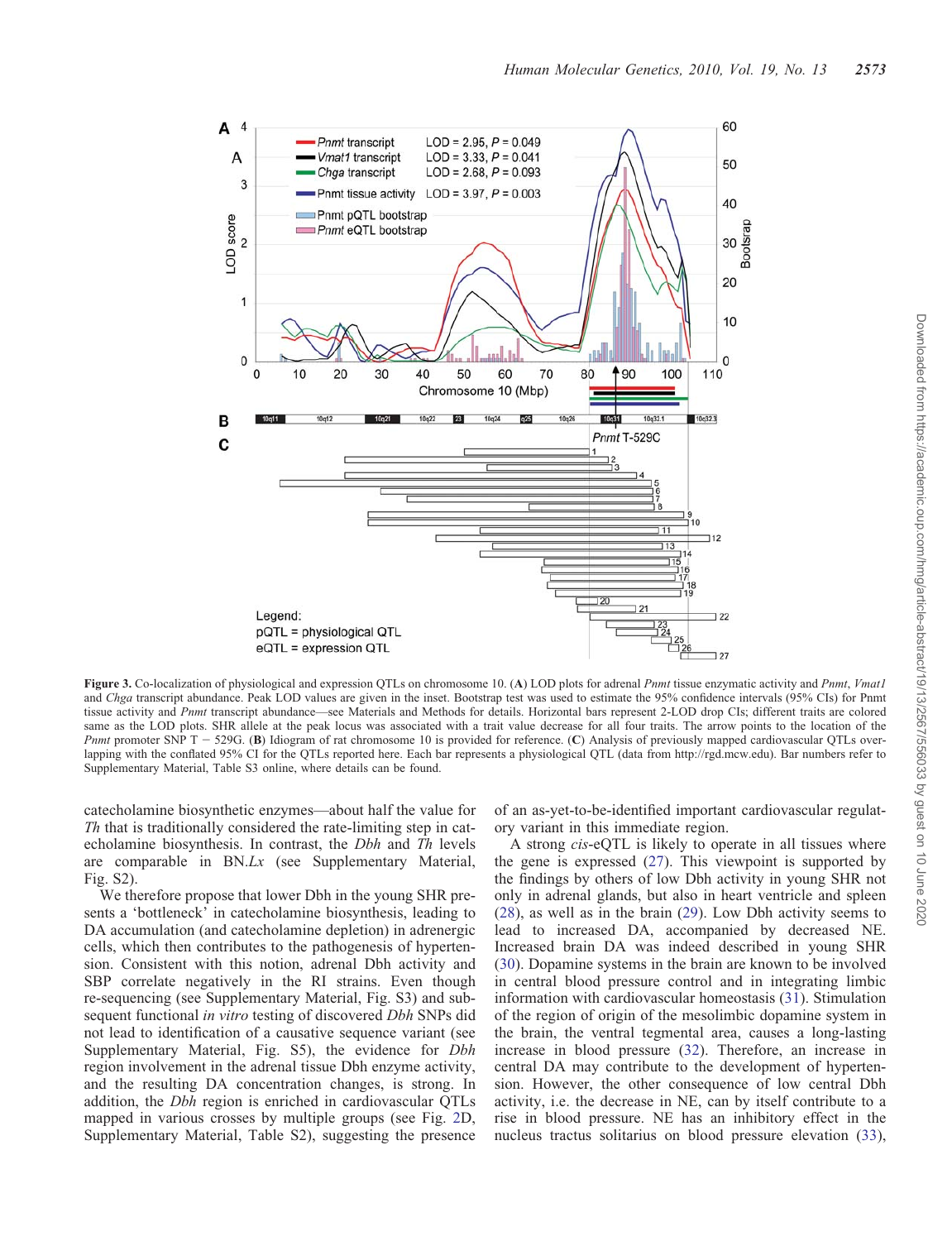**Figure 3.** Co-localization of physiological and expression QTLs on chromosome 10. (**A**) LOD plots for adrenal *Pnmt* tissue enzymatic activity and *Pnmt*, *Vmat1* and *Chga* transcript abundance. Peak LOD values are given in the inset. Bootstrap test was used to estimate the 95% confidence intervals (95% CIs) for Pnmt tissue activity and *Pnmt* transcript abundance—see Materials and Methods for details. Horizontal bars represent 2-LOD drop CIs; different traits are colored same as the LOD plots. SHR allele at the peak locus was associated with a trait value decrease for all four traits. The arrow points to the location of the *Pnmt* promoter SNP T − 529G. (**B**) Idiogram of rat chromosome 10 is provided for reference. (**C**) Analysis of previously mapped cardiovascular QTLs overlapping with the conflated 95% CI for the QTLs reported here. Each bar represents a physiological QTL (data from http://rgd.mcw.edu). Bar numbers refer to Supplementary Material, Table S3 online, where details can be found.

catecholamine biosynthetic enzymes—about half the value for *Th* that is traditionally considered the rate-limiting step in catecholamine biosynthesis. In contrast, the *Dbh* and *Th* levels are comparable in BN.*Lx* (see Supplementary Material, Fig. S2).

We therefore propose that lower Dbh in the young SHR presents a 'bottleneck' in catecholamine biosynthesis, leading to DA accumulation (and catecholamine depletion) in adrenergic cells, which then contributes to the pathogenesis of hypertension. Consistent with this notion, adrenal Dbh activity and SBP correlate negatively in the RI strains. Even though re-sequencing (see Supplementary Material, Fig. S3) and subsequent functional *in vitro* testing of discovered *Dbh* SNPs did not lead to identification of a causative sequence variant (see Supplementary Material, Fig. S5), the evidence for *Dbh* region involvement in the adrenal tissue Dbh enzyme activity, and the resulting DA concentration changes, is strong. In addition, the *Dbh* region is enriched in cardiovascular QTLs mapped in various crosses by multiple groups (see Fig. 2D, Supplementary Material, Table S2), suggesting the presence of an as-yet-to-be-identified important cardiovascular regulatory variant in this immediate region.

A strong *cis*-eQTL is likely to operate in all tissues where the gene is expressed (27). This viewpoint is supported by the findings by others of low Dbh activity in young SHR not only in adrenal glands, but also in heart ventricle and spleen (28), as well as in the brain (29). Low Dbh activity seems to lead to increased DA, accompanied by decreased NE. Increased brain DA was indeed described in young SHR (30). Dopamine systems in the brain are known to be involved in central blood pressure control and in integrating limbic information with cardiovascular homeostasis (31). Stimulation of the region of origin of the mesolimbic dopamine system in the brain, the ventral tegmental area, causes a long-lasting increase in blood pressure (32). Therefore, an increase in central DA may contribute to the development of hypertension. However, the other consequence of low central Dbh activity, i.e. the decrease in NE, can by itself contribute to a rise in blood pressure. NE has an inhibitory effect in the nucleus tractus solitarius on blood pressure elevation (33),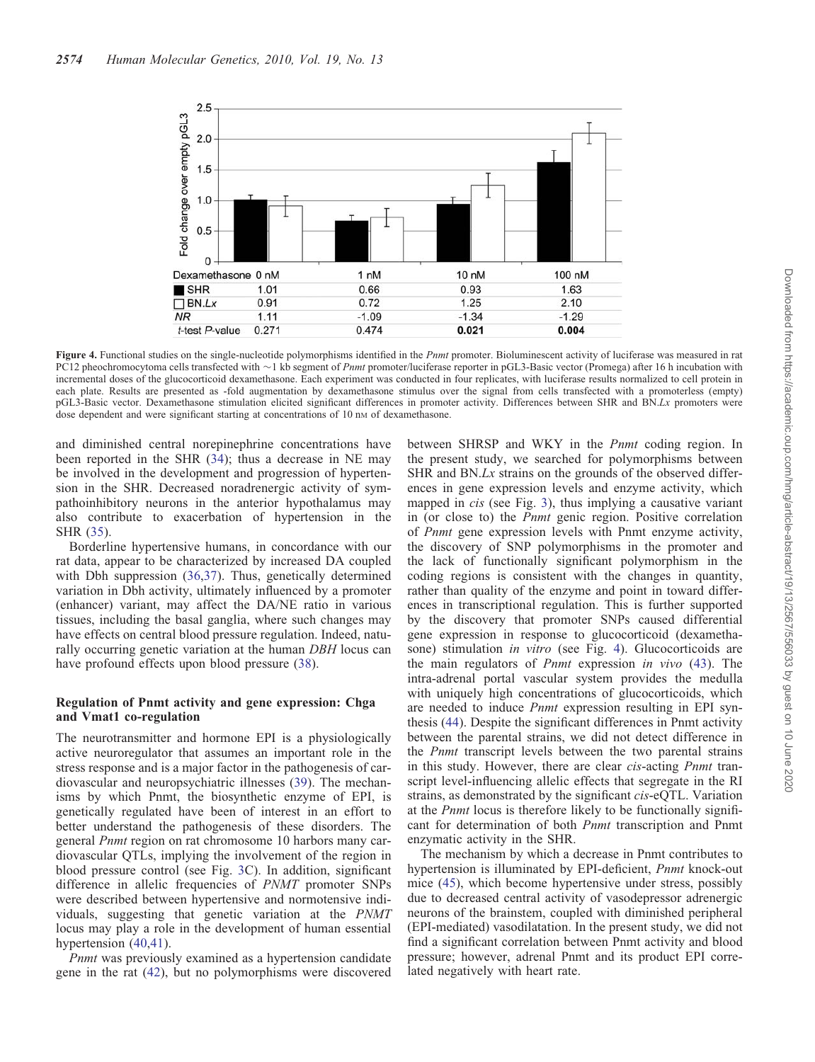| Dexamethasone | 0 nM | 1 nM | 10 nM | 100 nM |
|---|---|---|---|---|
| SHR | 1.01 | 0.66 | 0.93 | 1.63 |
| BN.*Lx* | 0.91 | 0.72 | 1.25 | 2.10 |
| *NR* | 1.11 | -1.09 | -1.34 | -1.29 |
| *t*-test *P*-value | 0.271 | 0.474 | **0.021** | **0.004** |

**Figure 4.** Functional studies on the single-nucleotide polymorphisms identified in the *Pnmt* promoter. Bioluminescent activity of luciferase was measured in rat PC12 pheochromocytoma cells transfected with ~1 kb segment of *Pnmt* promoter/luciferase reporter in pGL3-Basic vector (Promega) after 16 h incubation with incremental doses of the glucocorticoid dexamethasone. Each experiment was conducted in four replicates, with luciferase results normalized to cell protein in each plate. Results are presented as -fold augmentation by dexamethasone stimulus over the signal from cells transfected with a promoterless (empty) pGL3-Basic vector. Dexamethasone stimulation elicited significant differences in promoter activity. Differences between SHR and BN.*Lx* promoters were dose dependent and were significant starting at concentrations of 10 nM of dexamethasone.

and diminished central norepinephrine concentrations have been reported in the SHR (34); thus a decrease in NE may be involved in the development and progression of hypertension in the SHR. Decreased noradrenergic activity of sympathoinhibitory neurons in the anterior hypothalamus may also contribute to exacerbation of hypertension in the SHR (35).

Borderline hypertensive humans, in concordance with our rat data, appear to be characterized by increased DA coupled with Dbh suppression (36,37). Thus, genetically determined variation in Dbh activity, ultimately influenced by a promoter (enhancer) variant, may affect the DA/NE ratio in various tissues, including the basal ganglia, where such changes may have effects on central blood pressure regulation. Indeed, naturally occurring genetic variation at the human *DBH* locus can have profound effects upon blood pressure (38).

### Regulation of Pnmt activity and gene expression: Chga and Vmat1 co-regulation

The neurotransmitter and hormone EPI is a physiologically active neuroregulator that assumes an important role in the stress response and is a major factor in the pathogenesis of cardiovascular and neuropsychiatric illnesses (39). The mechanisms by which Pnmt, the biosynthetic enzyme of EPI, is genetically regulated have been of interest in an effort to better understand the pathogenesis of these disorders. The general *Pnmt* region on rat chromosome 10 harbors many cardiovascular QTLs, implying the involvement of the region in blood pressure control (see Fig. 3C). In addition, significant difference in allelic frequencies of *PNMT* promoter SNPs were described between hypertensive and normotensive individuals, suggesting that genetic variation at the *PNMT* locus may play a role in the development of human essential hypertension (40,41).

*Pnmt* was previously examined as a hypertension candidate gene in the rat (42), but no polymorphisms were discovered between SHRSP and WKY in the *Pnmt* coding region. In the present study, we searched for polymorphisms between SHR and BN.*Lx* strains on the grounds of the observed differences in gene expression levels and enzyme activity, which mapped in *cis* (see Fig. 3), thus implying a causative variant in (or close to) the *Pnmt* genic region. Positive correlation of *Pnmt* gene expression levels with Pnmt enzyme activity, the discovery of SNP polymorphisms in the promoter and the lack of functionally significant polymorphism in the coding regions is consistent with the changes in quantity, rather than quality of the enzyme and point in toward differences in transcriptional regulation. This is further supported by the discovery that promoter SNPs caused differential gene expression in response to glucocorticoid (dexamethasone) stimulation *in vitro* (see Fig. 4). Glucocorticoids are the main regulators of *Pnmt* expression *in vivo* (43). The intra-adrenal portal vascular system provides the medulla with uniquely high concentrations of glucocorticoids, which are needed to induce *Pnmt* expression resulting in EPI synthesis (44). Despite the significant differences in Pnmt activity between the parental strains, we did not detect difference in the *Pnmt* transcript levels between the two parental strains in this study. However, there are clear *cis*-acting *Pnmt* transcript level-influencing allelic effects that segregate in the RI strains, as demonstrated by the significant *cis*-eQTL. Variation at the *Pnmt* locus is therefore likely to be functionally significant for determination of both *Pnmt* transcription and Pnmt enzymatic activity in the SHR.

The mechanism by which a decrease in Pnmt contributes to hypertension is illuminated by EPI-deficient, *Pnmt* knock-out mice (45), which become hypertensive under stress, possibly due to decreased central activity of vasodepressor adrenergic neurons of the brainstem, coupled with diminished peripheral (EPI-mediated) vasodilatation. In the present study, we did not find a significant correlation between Pnmt activity and blood pressure; however, adrenal Pnmt and its product EPI correlated negatively with heart rate.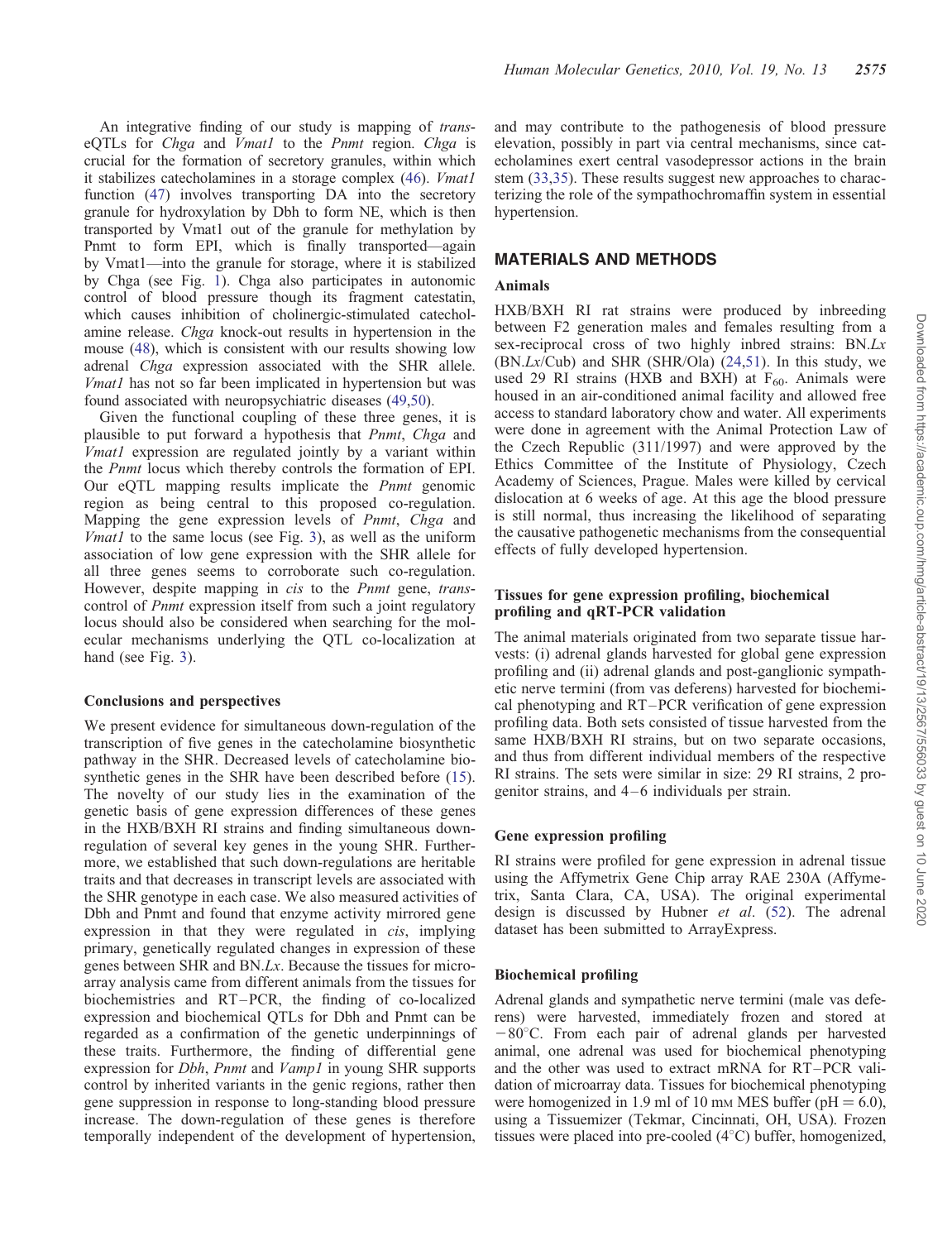An integrative finding of our study is mapping of *trans*-eQTLs for *Chga* and *Vmat1* to the *Pnmt* region. *Chga* is crucial for the formation of secretory granules, within which it stabilizes catecholamines in a storage complex (46). *Vmat1* function (47) involves transporting DA into the secretory granule for hydroxylation by Dbh to form NE, which is then transported by Vmat1 out of the granule for methylation by Pnmt to form EPI, which is finally transported—again by Vmat1—into the granule for storage, where it is stabilized by Chga (see Fig. 1). Chga also participates in autonomic control of blood pressure though its fragment catestatin, which causes inhibition of cholinergic-stimulated catecholamine release. *Chga* knock-out results in hypertension in the mouse (48), which is consistent with our results showing low adrenal *Chga* expression associated with the SHR allele. *Vmat1* has not so far been implicated in hypertension but was found associated with neuropsychiatric diseases (49,50).

Given the functional coupling of these three genes, it is plausible to put forward a hypothesis that *Pnmt*, *Chga* and *Vmat1* expression are regulated jointly by a variant within the *Pnmt* locus which thereby controls the formation of EPI. Our eQTL mapping results implicate the *Pnmt* genomic region as being central to this proposed co-regulation. Mapping the gene expression levels of *Pnmt*, *Chga* and *Vmat1* to the same locus (see Fig. 3), as well as the uniform association of low gene expression with the SHR allele for all three genes seems to corroborate such co-regulation. However, despite mapping in *cis* to the *Pnmt* gene, *trans*-control of *Pnmt* expression itself from such a joint regulatory locus should also be considered when searching for the molecular mechanisms underlying the QTL co-localization at hand (see Fig. 3).

### Conclusions and perspectives

We present evidence for simultaneous down-regulation of the transcription of five genes in the catecholamine biosynthetic pathway in the SHR. Decreased levels of catecholamine biosynthetic genes in the SHR have been described before (15). The novelty of our study lies in the examination of the genetic basis of gene expression differences of these genes in the HXB/BXH RI strains and finding simultaneous down-regulation of several key genes in the young SHR. Furthermore, we established that such down-regulations are heritable traits and that decreases in transcript levels are associated with the SHR genotype in each case. We also measured activities of Dbh and Pnmt and found that enzyme activity mirrored gene expression in that they were regulated in *cis*, implying primary, genetically regulated changes in expression of these genes between SHR and BN.*Lx*. Because the tissues for microarray analysis came from different animals from the tissues for biochemistries and RT–PCR, the finding of co-localized expression and biochemical QTLs for Dbh and Pnmt can be regarded as a confirmation of the genetic underpinnings of these traits. Furthermore, the finding of differential gene expression for *Dbh*, *Pnmt* and *Vamp1* in young SHR supports control by inherited variants in the genic regions, rather then gene suppression in response to long-standing blood pressure increase. The down-regulation of these genes is therefore temporally independent of the development of hypertension, and may contribute to the pathogenesis of blood pressure elevation, possibly in part via central mechanisms, since catecholamines exert central vasodepressor actions in the brain stem (33,35). These results suggest new approaches to characterizing the role of the sympathochromaffin system in essential hypertension.

## MATERIALS AND METHODS

### Animals

HXB/BXH RI rat strains were produced by inbreeding between F2 generation males and females resulting from a sex-reciprocal cross of two highly inbred strains: BN.*Lx* (BN.*Lx*/Cub) and SHR (SHR/Ola) (24,51). In this study, we used 29 RI strains (HXB and BXH) at $F_{60}$. Animals were housed in an air-conditioned animal facility and allowed free access to standard laboratory chow and water. All experiments were done in agreement with the Animal Protection Law of the Czech Republic (311/1997) and were approved by the Ethics Committee of the Institute of Physiology, Czech Academy of Sciences, Prague. Males were killed by cervical dislocation at 6 weeks of age. At this age the blood pressure is still normal, thus increasing the likelihood of separating the causative pathogenetic mechanisms from the consequential effects of fully developed hypertension.

### Tissues for gene expression profiling, biochemical profiling and qRT-PCR validation

The animal materials originated from two separate tissue harvests: (i) adrenal glands harvested for global gene expression profiling and (ii) adrenal glands and post-ganglionic sympathetic nerve termini (from vas deferens) harvested for biochemical phenotyping and RT–PCR verification of gene expression profiling data. Both sets consisted of tissue harvested from the same HXB/BXH RI strains, but on two separate occasions, and thus from different individual members of the respective RI strains. The sets were similar in size: 29 RI strains, 2 progenitor strains, and 4–6 individuals per strain.

### Gene expression profiling

RI strains were profiled for gene expression in adrenal tissue using the Affymetrix Gene Chip array RAE 230A (Affymetrix, Santa Clara, CA, USA). The original experimental design is discussed by Hubner *et al*. (52). The adrenal dataset has been submitted to ArrayExpress.

### Biochemical profiling

Adrenal glands and sympathetic nerve termini (male vas deferens) were harvested, immediately frozen and stored at −80°C. From each pair of adrenal glands per harvested animal, one adrenal was used for biochemical phenotyping and the other was used to extract mRNA for RT–PCR validation of microarray data. Tissues for biochemical phenotyping were homogenized in 1.9 ml of 10 mM MES buffer (pH = 6.0), using a Tissuemizer (Tekmar, Cincinnati, OH, USA). Frozen tissues were placed into pre-cooled (4°C) buffer, homogenized,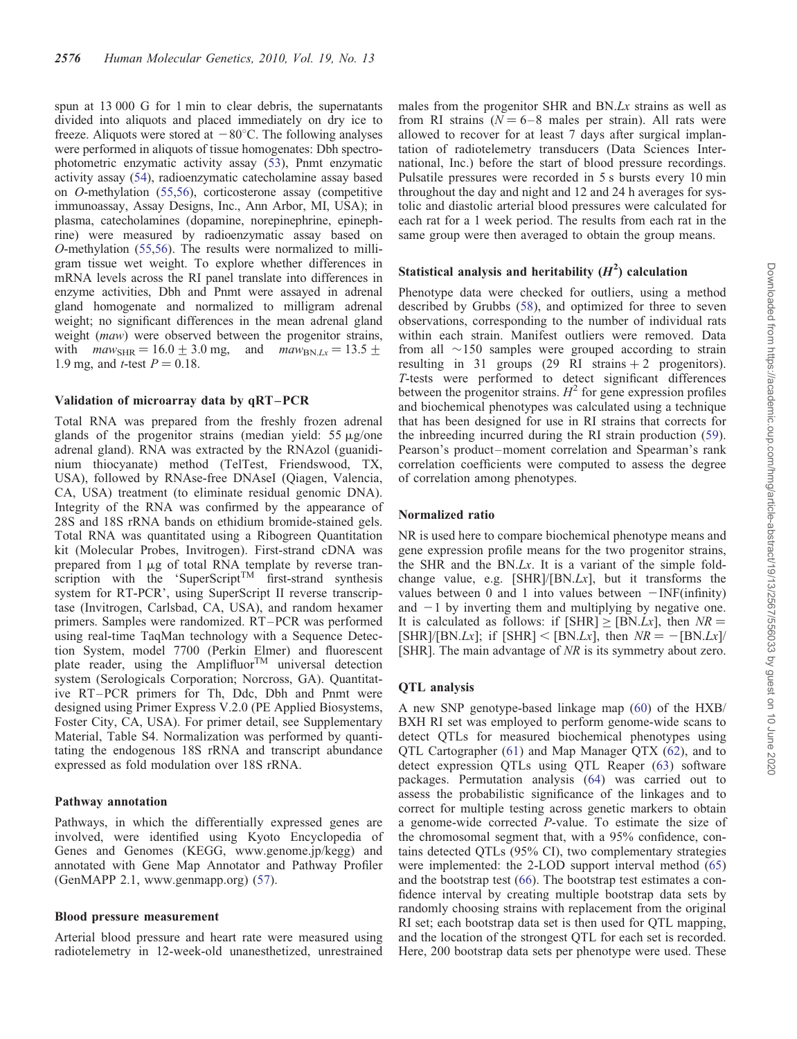spun at 13 000 G for 1 min to clear debris, the supernatants divided into aliquots and placed immediately on dry ice to freeze. Aliquots were stored at −80°C. The following analyses were performed in aliquots of tissue homogenates: Dbh spectrophotometric enzymatic activity assay (53), Pnmt enzymatic activity assay (54), radioenzymatic catecholamine assay based on *O*-methylation (55,56), corticosterone assay (competitive immunoassay, Assay Designs, Inc., Ann Arbor, MI, USA); in plasma, catecholamines (dopamine, norepinephrine, epinephrine) were measured by radioenzymatic assay based on *O*-methylation (55,56). The results were normalized to milligram tissue wet weight. To explore whether differences in mRNA levels across the RI panel translate into differences in enzyme activities, Dbh and Pnmt were assayed in adrenal gland homogenate and normalized to milligram adrenal weight; no significant differences in the mean adrenal gland weight (*maw*) were observed between the progenitor strains, with $maw_{SHR} = 16.0 \pm 3.0$ mg, and $maw_{BN.Lx} = 13.5 \pm 1.9$ mg, and *t*-test $P = 0.18$.

### Validation of microarray data by qRT–PCR

Total RNA was prepared from the freshly frozen adrenal glands of the progenitor strains (median yield: 55 μg/one adrenal gland). RNA was extracted by the RNAzol (guanidinium thiocyanate) method (TelTest, Friendswood, TX, USA), followed by RNAse-free DNAseI (Qiagen, Valencia, CA, USA) treatment (to eliminate residual genomic DNA). Integrity of the RNA was confirmed by the appearance of 28S and 18S rRNA bands on ethidium bromide-stained gels. Total RNA was quantitated using a Ribogreen Quantitation kit (Molecular Probes, Invitrogen). First-strand cDNA was prepared from 1 μg of total RNA template by reverse transcription with the 'SuperScript™ first-strand synthesis system for RT-PCR', using SuperScript II reverse transcriptase (Invitrogen, Carlsbad, CA, USA), and random hexamer primers. Samples were randomized. RT–PCR was performed using real-time TaqMan technology with a Sequence Detection System, model 7700 (Perkin Elmer) and fluorescent plate reader, using the Amplifluor™ universal detection system (Serologicals Corporation; Norcross, GA). Quantitative RT–PCR primers for Th, Ddc, Dbh and Pnmt were designed using Primer Express V.2.0 (PE Applied Biosystems, Foster City, CA, USA). For primer detail, see Supplementary Material, Table S4. Normalization was performed by quantitating the endogenous 18S rRNA and transcript abundance expressed as fold modulation over 18S rRNA.

### Pathway annotation

Pathways, in which the differentially expressed genes are involved, were identified using Kyoto Encyclopedia of Genes and Genomes (KEGG, www.genome.jp/kegg) and annotated with Gene Map Annotator and Pathway Profiler (GenMAPP 2.1, www.genmapp.org) (57).

### Blood pressure measurement

Arterial blood pressure and heart rate were measured using radiotelemetry in 12-week-old unanesthetized, unrestrained males from the progenitor SHR and BN.*Lx* strains as well as from RI strains ($N = 6$–$8$ males per strain). All rats were allowed to recover for at least 7 days after surgical implantation of radiotelemetry transducers (Data Sciences International, Inc.) before the start of blood pressure recordings. Pulsatile pressures were recorded in 5 s bursts every 10 min throughout the day and night and 12 and 24 h averages for systolic and diastolic arterial blood pressures were calculated for each rat for a 1 week period. The results from each rat in the same group were then averaged to obtain the group means.

### Statistical analysis and heritability ($H^2$) calculation

Phenotype data were checked for outliers, using a method described by Grubbs (58), and optimized for three to seven observations, corresponding to the number of individual rats within each strain. Manifest outliers were removed. Data from all ~150 samples were grouped according to strain resulting in 31 groups (29 RI strains + 2 progenitors). *T*-tests were performed to detect significant differences between the progenitor strains. $H^2$ for gene expression profiles and biochemical phenotypes was calculated using a technique that has been designed for use in RI strains that corrects for the inbreeding incurred during the RI strain production (59). Pearson's product–moment correlation and Spearman's rank correlation coefficients were computed to assess the degree of correlation among phenotypes.

### Normalized ratio

NR is used here to compare biochemical phenotype means and gene expression profile means for the two progenitor strains, the SHR and the BN.*Lx*. It is a variant of the simple fold-change value, e.g. [SHR]/[BN.*Lx*], but it transforms the values between 0 and 1 into values between −INF(infinity) and −1 by inverting them and multiplying by negative one. It is calculated as follows: if [SHR] ≥ [BN.*Lx*], then *NR* = [SHR]/[BN.*Lx*]; if [SHR] < [BN.*Lx*], then *NR* = −[BN.*Lx*]/[SHR]. The main advantage of *NR* is its symmetry about zero.

### QTL analysis

A new SNP genotype-based linkage map (60) of the HXB/BXH RI set was employed to perform genome-wide scans to detect QTLs for measured biochemical phenotypes using QTL Cartographer (61) and Map Manager QTX (62), and to detect expression QTLs using QTL Reaper (63) software packages. Permutation analysis (64) was carried out to assess the probabilistic significance of the linkages and to correct for multiple testing across genetic markers to obtain a genome-wide corrected *P*-value. To estimate the size of the chromosomal segment that, with a 95% confidence, contains detected QTLs (95% CI), two complementary strategies were implemented: the 2-LOD support interval method (65) and the bootstrap test (66). The bootstrap test estimates a confidence interval by creating multiple bootstrap data sets by randomly choosing strains with replacement from the original RI set; each bootstrap data set is then used for QTL mapping, and the location of the strongest QTL for each set is recorded. Here, 200 bootstrap data sets per phenotype were used. These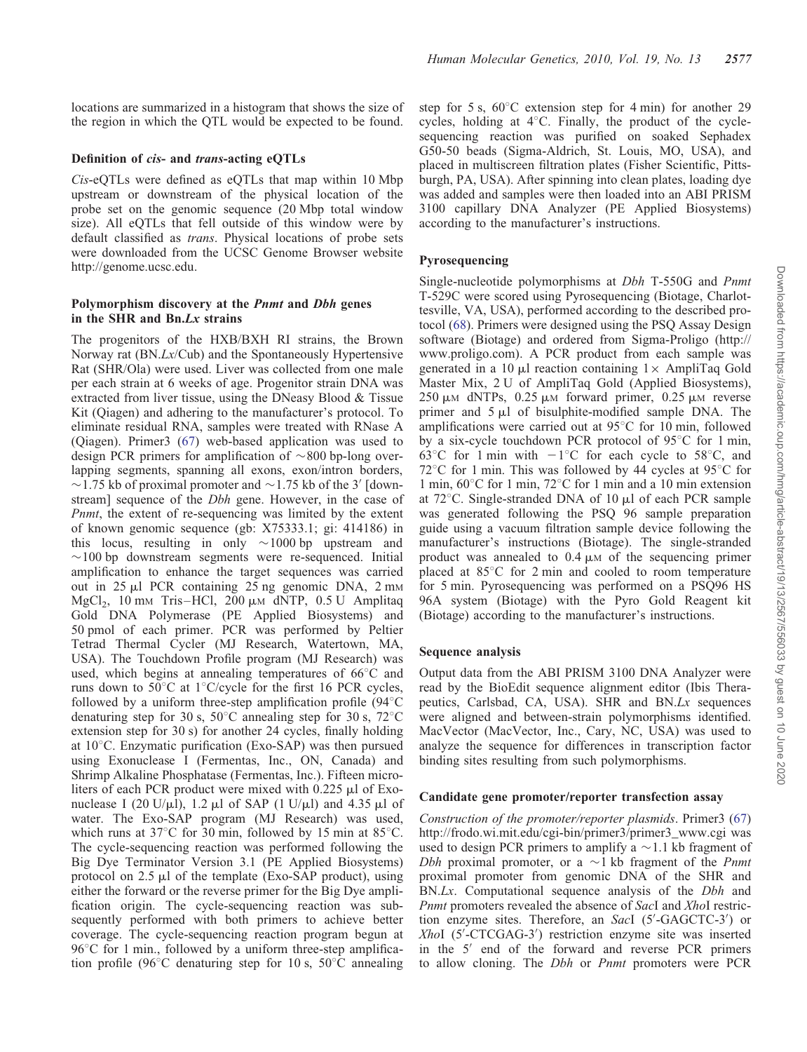locations are summarized in a histogram that shows the size of the region in which the QTL would be expected to be found.

### Definition of *cis*- and *trans*-acting eQTLs

*Cis*-eQTLs were defined as eQTLs that map within 10 Mbp upstream or downstream of the physical location of the probe set on the genomic sequence (20 Mbp total window size). All eQTLs that fell outside of this window were by default classified as *trans*. Physical locations of probe sets were downloaded from the UCSC Genome Browser website http://genome.ucsc.edu.

### Polymorphism discovery at the *Pnmt* and *Dbh* genes in the SHR and Bn.*Lx* strains

The progenitors of the HXB/BXH RI strains, the Brown Norway rat (BN.*Lx*/Cub) and the Spontaneously Hypertensive Rat (SHR/Ola) were used. Liver was collected from one male per each strain at 6 weeks of age. Progenitor strain DNA was extracted from liver tissue, using the DNeasy Blood & Tissue Kit (Qiagen) and adhering to the manufacturer's protocol. To eliminate residual RNA, samples were treated with RNase A (Qiagen). Primer3 (67) web-based application was used to design PCR primers for amplification of ~800 bp-long overlapping segments, spanning all exons, exon/intron borders, ~1.75 kb of proximal promoter and ~1.75 kb of the 3′ [downstream] sequence of the *Dbh* gene. However, in the case of *Pnmt*, the extent of re-sequencing was limited by the extent of known genomic sequence (gb: X75333.1; gi: 414186) in this locus, resulting in only ~1000 bp upstream and ~100 bp downstream segments were re-sequenced. Initial amplification to enhance the target sequences was carried out in 25 μl PCR containing 25 ng genomic DNA, 2 mM $MgCl_2$, 10 mM Tris–HCl, 200 μM dNTP, 0.5 U Amplitaq Gold DNA Polymerase (PE Applied Biosystems) and 50 pmol of each primer. PCR was performed by Peltier Tetrad Thermal Cycler (MJ Research, Watertown, MA, USA). The Touchdown Profile program (MJ Research) was used, which begins at annealing temperatures of 66°C and runs down to 50°C at 1°C/cycle for the first 16 PCR cycles, followed by a uniform three-step amplification profile (94°C denaturing step for 30 s, 50°C annealing step for 30 s, 72°C extension step for 30 s) for another 24 cycles, finally holding at 10°C. Enzymatic purification (Exo-SAP) was then pursued using Exonuclease I (Fermentas, Inc., ON, Canada) and Shrimp Alkaline Phosphatase (Fermentas, Inc.). Fifteen microliters of each PCR product were mixed with 0.225 μl of Exonuclease I (20 U/μl), 1.2 μl of SAP (1 U/μl) and 4.35 μl of water. The Exo-SAP program (MJ Research) was used, which runs at 37°C for 30 min, followed by 15 min at 85°C. The cycle-sequencing reaction was performed following the Big Dye Terminator Version 3.1 (PE Applied Biosystems) protocol on 2.5 μl of the template (Exo-SAP product), using either the forward or the reverse primer for the Big Dye amplification origin. The cycle-sequencing reaction was subsequently performed with both primers to achieve better coverage. The cycle-sequencing reaction program begun at 96°C for 1 min., followed by a uniform three-step amplification profile (96°C denaturing step for 10 s, 50°C annealing step for 5 s, 60°C extension step for 4 min) for another 29 cycles, holding at 4°C. Finally, the product of the cycle-sequencing reaction was purified on soaked Sephadex G50-50 beads (Sigma-Aldrich, St. Louis, MO, USA), and placed in multiscreen filtration plates (Fisher Scientific, Pittsburgh, PA, USA). After spinning into clean plates, loading dye was added and samples were then loaded into an ABI PRISM 3100 capillary DNA Analyzer (PE Applied Biosystems) according to the manufacturer's instructions.

### Pyrosequencing

Single-nucleotide polymorphisms at *Dbh* T-550G and *Pnmt* T-529C were scored using Pyrosequencing (Biotage, Charlottesville, VA, USA), performed according to the described protocol (68). Primers were designed using the PSQ Assay Design software (Biotage) and ordered from Sigma-Proligo (http://www.proligo.com). A PCR product from each sample was generated in a 10 μl reaction containing 1× AmpliTaq Gold Master Mix, 2 U of AmpliTaq Gold (Applied Biosystems), 250 μM dNTPs, 0.25 μM forward primer, 0.25 μM reverse primer and 5 μl of bisulphite-modified sample DNA. The amplifications were carried out at 95°C for 10 min, followed by a six-cycle touchdown PCR protocol of 95°C for 1 min, 63°C for 1 min with −1°C for each cycle to 58°C, and 72°C for 1 min. This was followed by 44 cycles at 95°C for 1 min, 60°C for 1 min, 72°C for 1 min and a 10 min extension at 72°C. Single-stranded DNA of 10 μl of each PCR sample was generated following the PSQ 96 sample preparation guide using a vacuum filtration sample device following the manufacturer's instructions (Biotage). The single-stranded product was annealed to 0.4 μM of the sequencing primer placed at 85°C for 2 min and cooled to room temperature for 5 min. Pyrosequencing was performed on a PSQ96 HS 96A system (Biotage) with the Pyro Gold Reagent kit (Biotage) according to the manufacturer's instructions.

### Sequence analysis

Output data from the ABI PRISM 3100 DNA Analyzer were read by the BioEdit sequence alignment editor (Ibis Therapeutics, Carlsbad, CA, USA). SHR and BN.*Lx* sequences were aligned and between-strain polymorphisms identified. MacVector (MacVector, Inc., Cary, NC, USA) was used to analyze the sequence for differences in transcription factor binding sites resulting from such polymorphisms.

### Candidate gene promoter/reporter transfection assay

*Construction of the promoter/reporter plasmids*. Primer3 (67) http://frodo.wi.mit.edu/cgi-bin/primer3/primer3_www.cgi was used to design PCR primers to amplify a ~1.1 kb fragment of *Dbh* proximal promoter, or a ~1 kb fragment of the *Pnmt* proximal promoter from genomic DNA of the SHR and BN.*Lx*. Computational sequence analysis of the *Dbh* and *Pnmt* promoters revealed the absence of *Sac*I and *Xho*I restriction enzyme sites. Therefore, an *Sac*I (5′-GAGCTC-3′) or *Xho*I (5′-CTCGAG-3′) restriction enzyme site was inserted in the 5′ end of the forward and reverse PCR primers to allow cloning. The *Dbh* or *Pnmt* promoters were PCR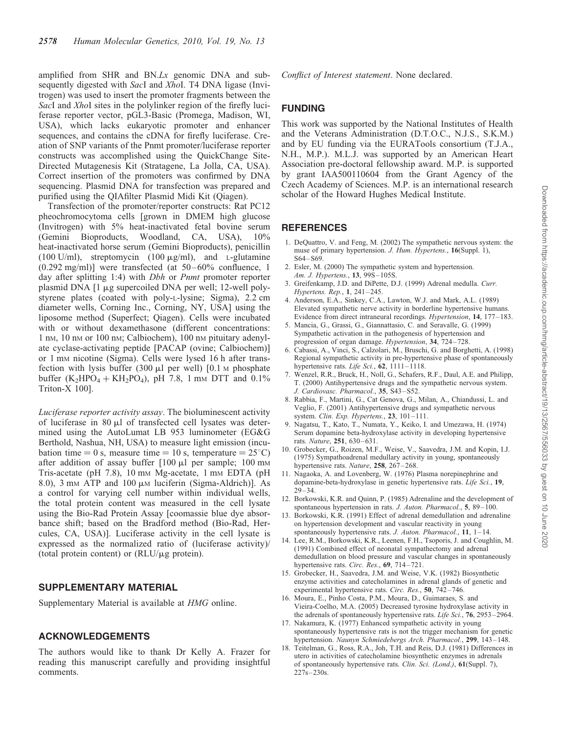amplified from SHR and BN.*Lx* genomic DNA and subsequently digested with *Sac*I and *Xho*I. T4 DNA ligase (Invitrogen) was used to insert the promoter fragments between the *Sac*I and *Xho*I sites in the polylinker region of the firefly luciferase reporter vector, pGL3-Basic (Promega, Madison, WI, USA), which lacks eukaryotic promoter and enhancer sequences, and contains the cDNA for firefly luciferase. Creation of SNP variants of the Pnmt promoter/luciferase reporter constructs was accomplished using the QuickChange Site-Directed Mutagenesis Kit (Stratagene, La Jolla, CA, USA). Correct insertion of the promoters was confirmed by DNA sequencing. Plasmid DNA for transfection was prepared and purified using the QIAfilter Plasmid Midi Kit (Qiagen).

Transfection of the promoter/reporter constructs: Rat PC12 pheochromocytoma cells [grown in DMEM high glucose (Invitrogen) with 5% heat-inactivated fetal bovine serum (Gemini Bioproducts, Woodland, CA, USA), 10% heat-inactivated horse serum (Gemini Bioproducts), penicillin (100 U/ml), streptomycin (100 μg/ml), and L-glutamine (0.292 mg/ml)] were transfected (at 50–60% confluence, 1 day after splitting 1:4) with *Dbh* or *Pnmt* promoter reporter plasmid DNA [1 μg supercoiled DNA per well; 12-well polystyrene plates (coated with poly-L-lysine; Sigma), 2.2 cm diameter wells, Corning Inc., Corning, NY, USA] using the liposome method (Superfect; Qiagen). Cells were incubated with or without dexamethasone (different concentrations: 1 nM, 10 nM or 100 nM; Calbiochem), 100 nM pituitary adenylate cyclase-activating peptide [PACAP (ovine; Calbiochem)] or 1 mM nicotine (Sigma). Cells were lysed 16 h after transfection with lysis buffer (300 μl per well) [0.1 M phosphate buffer ($K_2HPO_4 + KH_2PO_4$), pH 7.8, 1 mM DTT and 0.1% Triton-X 100].

*Luciferase reporter activity assay*. The bioluminescent activity of luciferase in 80 μl of transfected cell lysates was determined using the AutoLumat LB 953 luminometer (EG&G Berthold, Nashua, NH, USA) to measure light emission (incubation time = 0 s, measure time = 10 s, temperature = 25°C) after addition of assay buffer [100 μl per sample; 100 mM Tris-acetate (pH 7.8), 10 mM Mg-acetate, 1 mM EDTA (pH 8.0), 3 mM ATP and 100 μM luciferin (Sigma-Aldrich)]. As a control for varying cell number within individual wells, the total protein content was measured in the cell lysate using the Bio-Rad Protein Assay [coomassie blue dye absorbance shift; based on the Bradford method (Bio-Rad, Hercules, CA, USA)]. Luciferase activity in the cell lysate is expressed as the normalized ratio of (luciferase activity)/(total protein content) or (RLU/μg protein).

## SUPPLEMENTARY MATERIAL

Supplementary Material is available at *HMG* online.

## ACKNOWLEDGEMENTS

The authors would like to thank Dr Kelly A. Frazer for reading this manuscript carefully and providing insightful comments.

*Conflict of Interest statement*. None declared.

## FUNDING

This work was supported by the National Institutes of Health and the Veterans Administration (D.T.O.C., N.J.S., S.K.M.) and by EU funding via the EURATools consortium (T.J.A., N.H., M.P.). M.L.J. was supported by an American Heart Association pre-doctoral fellowship award. M.P. is supported by grant IAA500110604 from the Grant Agency of the Czech Academy of Sciences. M.P. is an international research scholar of the Howard Hughes Medical Institute.

## REFERENCES

1. DeQuattro, V. and Feng, M. (2002) The sympathetic nervous system: the muse of primary hypertension. *J. Hum. Hypertens.*, **16**(Suppl. 1), S64–S69.
2. Esler, M. (2000) The sympathetic system and hypertension. *Am. J. Hypertens.*, **13**, 99S–105S.
3. Greifenkamp, J.D. and DiPette, D.J. (1999) Adrenal medulla. *Curr. Hypertens. Rep.*, **1**, 241–245.
4. Anderson, E.A., Sinkey, C.A., Lawton, W.J. and Mark, A.L. (1989) Elevated sympathetic nerve activity in borderline hypertensive humans. Evidence from direct intraneural recordings. *Hypertension*, **14**, 177–183.
5. Mancia, G., Grassi, G., Giannattasio, C. and Seravalle, G. (1999) Sympathetic activation in the pathogenesis of hypertension and progression of organ damage. *Hypertension*, **34**, 724–728.
6. Cabassi, A., Vinci, S., Calzolari, M., Bruschi, G. and Borghetti, A. (1998) Regional sympathetic activity in pre-hypertensive phase of spontaneously hypertensive rats. *Life Sci.*, **62**, 1111–1118.
7. Wenzel, R.R., Bruck, H., Noll, G., Schafers, R.F., Daul, A.E. and Philipp, T. (2000) Antihypertensive drugs and the sympathetic nervous system. *J. Cardiovasc. Pharmacol.*, **35**, S43–S52.
8. Rabbia, F., Martini, G., Cat Genova, G., Milan, A., Chiandussi, L. and Veglio, F. (2001) Antihypertensive drugs and sympathetic nervous system. *Clin. Exp. Hypertens.*, **23**, 101–111.
9. Nagatsu, T., Kato, T., Numata, Y., Keiko, I. and Umezawa, H. (1974) Serum dopamine beta-hydroxylase activity in developing hypertensive rats. *Nature*, **251**, 630–631.
10. Grobecker, G., Roizen, M.F., Weise, V., Saavedra, J.M. and Kopin, I.J. (1975) Sympathoadrenal medullary activity in young, spontaneously hypertensive rats. *Nature*, **258**, 267–268.
11. Nagaoka, A. and Lovenberg, W. (1976) Plasma norepinephrine and dopamine-beta-hydroxylase in genetic hypertensive rats. *Life Sci.*, **19**, 29–34.
12. Borkowski, K.R. and Quinn, P. (1985) Adrenaline and the development of spontaneous hypertension in rats. *J. Auton. Pharmacol.*, **5**, 89–100.
13. Borkowski, K.R. (1991) Effect of adrenal demedullation and adrenaline on hypertension development and vascular reactivity in young spontaneously hypertensive rats. *J. Auton. Pharmacol.*, **11**, 1–14.
14. Lee, R.M., Borkowski, K.R., Leenen, F.H., Tsoporis, J. and Coughlin, M. (1991) Combined effect of neonatal sympathectomy and adrenal demedullation on blood pressure and vascular changes in spontaneously hypertensive rats. *Circ. Res.*, **69**, 714–721.
15. Grobecker, H., Saavedra, J.M. and Weise, V.K. (1982) Biosynthetic enzyme activities and catecholamines in adrenal glands of genetic and experimental hypertensive rats. *Circ. Res.*, **50**, 742–746.
16. Moura, E., Pinho Costa, P.M., Moura, D., Guimaraes, S. and Vieira-Coelho, M.A. (2005) Decreased tyrosine hydroxylase activity in the adrenals of spontaneously hypertensive rats. *Life Sci.*, **76**, 2953–2964.
17. Nakamura, K. (1977) Enhanced sympathetic activity in young spontaneously hypertensive rats is not the trigger mechanism for genetic hypertension. *Naunyn Schmiedebergs Arch. Pharmacol.*, **299**, 143–148.
18. Teitelman, G., Ross, R.A., Joh, T.H. and Reis, D.J. (1981) Differences in utero in activities of catecholamine biosynthetic enzymes in adrenals of spontaneously hypertensive rats. *Clin. Sci. (Lond.)*, **61**(Suppl. 7), 227s–230s.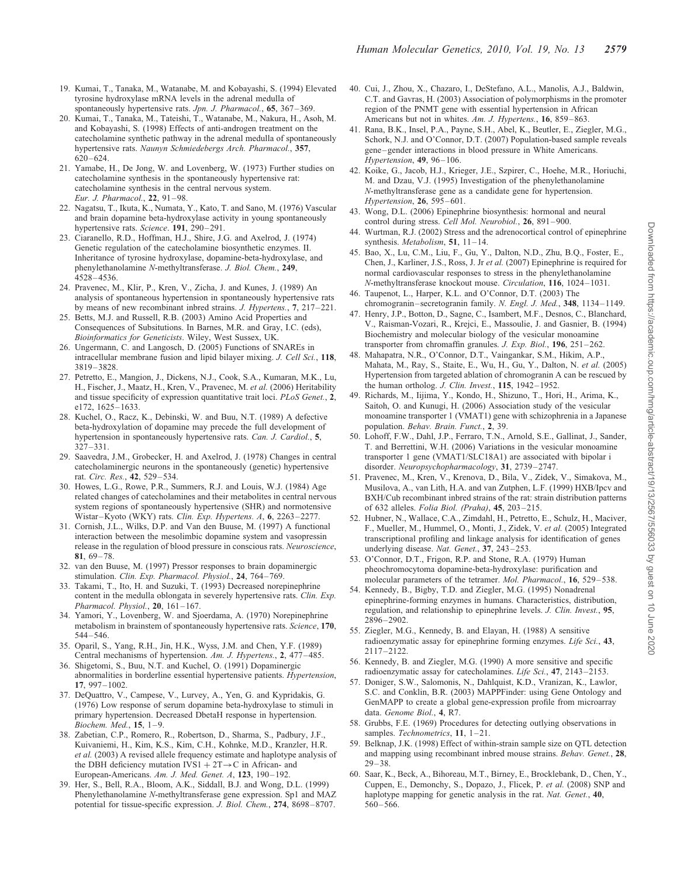19. Kumai, T., Tanaka, M., Watanabe, M. and Kobayashi, S. (1994) Elevated tyrosine hydroxylase mRNA levels in the adrenal medulla of spontaneously hypertensive rats. *Jpn. J. Pharmacol.*, **65**, 367–369.
20. Kumai, T., Tanaka, M., Tateishi, T., Watanabe, M., Nakura, H., Asoh, M. and Kobayashi, S. (1998) Effects of anti-androgen treatment on the catecholamine synthetic pathway in the adrenal medulla of spontaneously hypertensive rats. *Naunyn Schmiedebergs Arch. Pharmacol.*, **357**, 620–624.
21. Yamabe, H., De Jong, W. and Lovenberg, W. (1973) Further studies on catecholamine synthesis in the spontaneously hypertensive rat: catecholamine synthesis in the central nervous system. *Eur. J. Pharmacol.*, **22**, 91–98.
22. Nagatsu, T., Ikuta, K., Numata, Y., Kato, T. and Sano, M. (1976) Vascular and brain dopamine beta-hydroxylase activity in young spontaneously hypertensive rats. *Science*. **191**, 290–291.
23. Ciaranello, R.D., Hoffman, H.J., Shire, J.G. and Axelrod, J. (1974) Genetic regulation of the catecholamine biosynthetic enzymes. II. Inheritance of tyrosine hydroxylase, dopamine-beta-hydroxylase, and phenylethanolamine *N*-methyltransferase. *J. Biol. Chem.*, **249**, 4528–4536.
24. Pravenec, M., Klir, P., Kren, V., Zicha, J. and Kunes, J. (1989) An analysis of spontaneous hypertension in spontaneously hypertensive rats by means of new recombinant inbred strains. *J. Hypertens.*, **7**, 217–221.
25. Betts, M.J. and Russell, R.B. (2003) Amino Acid Properties and Consequences of Subsitutions. In Barnes, M.R. and Gray, I.C. (eds), *Bioinformatics for Geneticists*. Wiley, West Sussex, UK.
26. Ungermann, C. and Langosch, D. (2005) Functions of SNAREs in intracellular membrane fusion and lipid bilayer mixing. *J. Cell Sci.*, **118**, 3819–3828.
27. Petretto, E., Mangion, J., Dickens, N.J., Cook, S.A., Kumaran, M.K., Lu, H., Fischer, J., Maatz, H., Kren, V., Pravenec, M. *et al.* (2006) Heritability and tissue specificity of expression quantitative trait loci. *PLoS Genet.*, **2**, e172, 1625–1633.
28. Kuchel, O., Racz, K., Debinski, W. and Buu, N.T. (1989) A defective beta-hydroxylation of dopamine may precede the full development of hypertension in spontaneously hypertensive rats. *Can. J. Cardiol.*, **5**, 327–331.
29. Saavedra, J.M., Grobecker, H. and Axelrod, J. (1978) Changes in central catecholaminergic neurons in the spontaneously (genetic) hypertensive rat. *Circ. Res.*, **42**, 529–534.
30. Howes, L.G., Rowe, P.R., Summers, R.J. and Louis, W.J. (1984) Age related changes of catecholamines and their metabolites in central nervous system regions of spontaneously hypertensive (SHR) and normotensive Wistar–Kyoto (WKY) rats. *Clin. Exp. Hypertens. A*, **6**, 2263–2277.
31. Cornish, J.L., Wilks, D.P. and Van den Buuse, M. (1997) A functional interaction between the mesolimbic dopamine system and vasopressin release in the regulation of blood pressure in conscious rats. *Neuroscience*, **81**, 69–78.
32. van den Buuse, M. (1997) Pressor responses to brain dopaminergic stimulation. *Clin. Exp. Pharmacol. Physiol.*, **24**, 764–769.
33. Takami, T., Ito, H. and Suzuki, T. (1993) Decreased norepinephrine content in the medulla oblongata in severely hypertensive rats. *Clin. Exp. Pharmacol. Physiol.*, **20**, 161–167.
34. Yamori, Y., Lovenberg, W. and Sjoerdama, A. (1970) Norepinephrine metabolism in brainstem of spontaneously hypertensive rats. *Science*, **170**, 544–546.
35. Oparil, S., Yang, R.H., Jin, H.K., Wyss, J.M. and Chen, Y.F. (1989) Central mechanisms of hypertension. *Am. J. Hypertens.*, **2**, 477–485.
36. Shigetomi, S., Buu, N.T. and Kuchel, O. (1991) Dopaminergic abnormalities in borderline essential hypertensive patients. *Hypertension*, **17**, 997–1002.
37. DeQuattro, V., Campese, V., Lurvey, A., Yen, G. and Kypridakis, G. (1976) Low response of serum dopamine beta-hydroxylase to stimuli in primary hypertension. Decreased DbetaH response in hypertension. *Biochem. Med.*, **15**, 1–9.
38. Zabetian, C.P., Romero, R., Robertson, D., Sharma, S., Padbury, J.F., Kuivaniemi, H., Kim, K.S., Kim, C.H., Kohnke, M.D., Kranzler, H.R. *et al.* (2003) A revised allele frequency estimate and haplotype analysis of the DBH deficiency mutation IVS1 + 2T→C in African- and European-Americans. *Am. J. Med. Genet. A*, **123**, 190–192.
39. Her, S., Bell, R.A., Bloom, A.K., Siddall, B.J. and Wong, D.L. (1999) Phenylethanolamine *N*-methyltransferase gene expression. Sp1 and MAZ potential for tissue-specific expression. *J. Biol. Chem.*, **274**, 8698–8707.
40. Cui, J., Zhou, X., Chazaro, I., DeStefano, A.L., Manolis, A.J., Baldwin, C.T. and Gavras, H. (2003) Association of polymorphisms in the promoter region of the PNMT gene with essential hypertension in African Americans but not in whites. *Am. J. Hypertens.*, **16**, 859–863.
41. Rana, B.K., Insel, P.A., Payne, S.H., Abel, K., Beutler, E., Ziegler, M.G., Schork, N.J. and O'Connor, D.T. (2007) Population-based sample reveals gene–gender interactions in blood pressure in White Americans. *Hypertension*, **49**, 96–106.
42. Koike, G., Jacob, H.J., Krieger, J.E., Szpirer, C., Hoehe, M.R., Horiuchi, M. and Dzau, V.J. (1995) Investigation of the phenylethanolamine *N*-methyltransferase gene as a candidate gene for hypertension. *Hypertension*, **26**, 595–601.
43. Wong, D.L. (2006) Epinephrine biosynthesis: hormonal and neural control during stress. *Cell Mol. Neurobiol.*, **26**, 891–900.
44. Wurtman, R.J. (2002) Stress and the adrenocortical control of epinephrine synthesis. *Metabolism*, **51**, 11–14.
45. Bao, X., Lu, C.M., Liu, F., Gu, Y., Dalton, N.D., Zhu, B.Q., Foster, E., Chen, J., Karliner, J.S., Ross, J. Jr *et al.* (2007) Epinephrine is required for normal cardiovascular responses to stress in the phenylethanolamine *N*-methyltransferase knockout mouse. *Circulation*, **116**, 1024–1031.
46. Taupenot, L., Harper, K.L. and O'Connor, D.T. (2003) The chromogranin–secretogranin family. *N. Engl. J. Med.*, **348**, 1134–1149.
47. Henry, J.P., Botton, D., Sagne, C., Isambert, M.F., Desnos, C., Blanchard, V., Raisman-Vozari, R., Krejci, E., Massoulie, J. and Gasnier, B. (1994) Biochemistry and molecular biology of the vesicular monoamine transporter from chromaffin granules. *J. Exp. Biol.*, **196**, 251–262.
48. Mahapatra, N.R., O'Connor, D.T., Vaingankar, S.M., Hikim, A.P., Mahata, M., Ray, S., Staite, E., Wu, H., Gu, Y., Dalton, N. *et al.* (2005) Hypertension from targeted ablation of chromogranin A can be rescued by the human ortholog. *J. Clin. Invest.*, **115**, 1942–1952.
49. Richards, M., Iijima, Y., Kondo, H., Shizuno, T., Hori, H., Arima, K., Saitoh, O. and Kunugi, H. (2006) Association study of the vesicular monoamine transporter 1 (VMAT1) gene with schizophrenia in a Japanese population. *Behav. Brain. Funct.*, **2**, 39.
50. Lohoff, F.W., Dahl, J.P., Ferraro, T.N., Arnold, S.E., Gallinat, J., Sander, T. and Berrettini, W.H. (2006) Variations in the vesicular monoamine transporter 1 gene (VMAT1/SLC18A1) are associated with bipolar i disorder. *Neuropsychopharmacology*, **31**, 2739–2747.
51. Pravenec, M., Kren, V., Krenova, D., Bila, V., Zidek, V., Simakova, M., Musilova, A., van Lith, H.A. and van Zutphen, L.F. (1999) HXB/Ipcv and BXH/Cub recombinant inbred strains of the rat: strain distribution patterns of 632 alleles. *Folia Biol. (Praha)*, **45**, 203–215.
52. Hubner, N., Wallace, C.A., Zimdahl, H., Petretto, E., Schulz, H., Maciver, F., Mueller, M., Hummel, O., Monti, J., Zidek, V. *et al.* (2005) Integrated transcriptional profiling and linkage analysis for identification of genes underlying disease. *Nat. Genet.*, **37**, 243–253.
53. O'Connor, D.T., Frigon, R.P. and Stone, R.A. (1979) Human pheochromocytoma dopamine-beta-hydroxylase: purification and molecular parameters of the tetramer. *Mol. Pharmacol.*, **16**, 529–538.
54. Kennedy, B., Bigby, T.D. and Ziegler, M.G. (1995) Nonadrenal epinephrine-forming enzymes in humans. Characteristics, distribution, regulation, and relationship to epinephrine levels. *J. Clin. Invest.*, **95**, 2896–2902.
55. Ziegler, M.G., Kennedy, B. and Elayan, H. (1988) A sensitive radioenzymatic assay for epinephrine forming enzymes. *Life Sci.*, **43**, 2117–2122.
56. Kennedy, B. and Ziegler, M.G. (1990) A more sensitive and specific radioenzymatic assay for catecholamines. *Life Sci.*, **47**, 2143–2153.
57. Doniger, S.W., Salomonis, N., Dahlquist, K.D., Vranizan, K., Lawlor, S.C. and Conklin, B.R. (2003) MAPPFinder: using Gene Ontology and GenMAPP to create a global gene-expression profile from microarray data. *Genome Biol.*, **4**, R7.
58. Grubbs, F.E. (1969) Procedures for detecting outlying observations in samples. *Technometrics*, **11**, 1–21.
59. Belknap, J.K. (1998) Effect of within-strain sample size on QTL detection and mapping using recombinant inbred mouse strains. *Behav. Genet.*, **28**, 29–38.
60. Saar, K., Beck, A., Bihoreau, M.T., Birney, E., Brocklebank, D., Chen, Y., Cuppen, E., Demonchy, S., Dopazo, J., Flicek, P. *et al.* (2008) SNP and haplotype mapping for genetic analysis in the rat. *Nat. Genet.*, **40**, 560–566.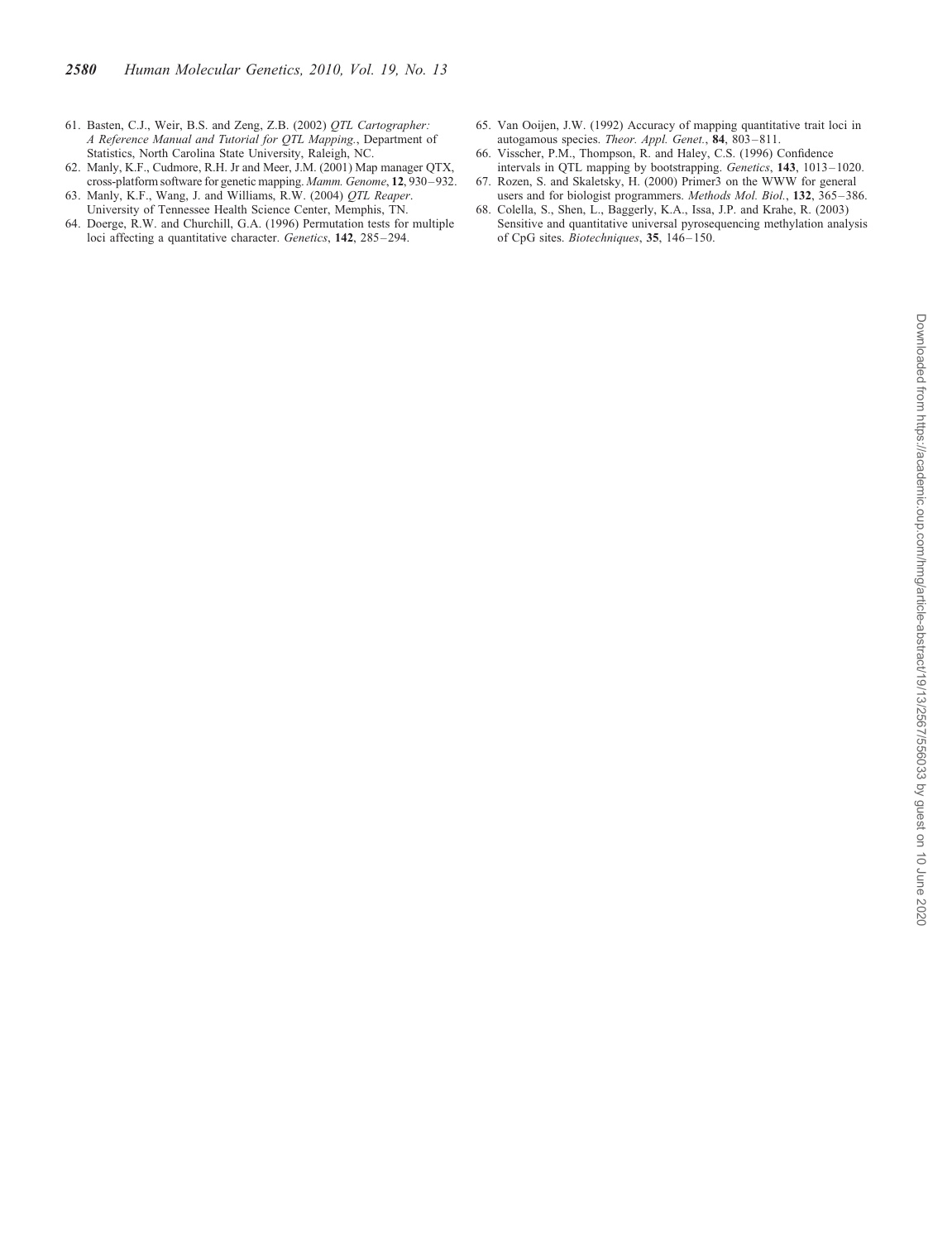61. Basten, C.J., Weir, B.S. and Zeng, Z.B. (2002) *QTL Cartographer: A Reference Manual and Tutorial for QTL Mapping.*, Department of Statistics, North Carolina State University, Raleigh, NC.
62. Manly, K.F., Cudmore, R.H. Jr and Meer, J.M. (2001) Map manager QTX, cross-platform software for genetic mapping. *Mamm. Genome*, **12**, 930–932.
63. Manly, K.F., Wang, J. and Williams, R.W. (2004) *QTL Reaper*. University of Tennessee Health Science Center, Memphis, TN.
64. Doerge, R.W. and Churchill, G.A. (1996) Permutation tests for multiple loci affecting a quantitative character. *Genetics*, **142**, 285–294.
65. Van Ooijen, J.W. (1992) Accuracy of mapping quantitative trait loci in autogamous species. *Theor. Appl. Genet.*, **84**, 803–811.
66. Visscher, P.M., Thompson, R. and Haley, C.S. (1996) Confidence intervals in QTL mapping by bootstrapping. *Genetics*, **143**, 1013–1020.
67. Rozen, S. and Skaletsky, H. (2000) Primer3 on the WWW for general users and for biologist programmers. *Methods Mol. Biol.*, **132**, 365–386.
68. Colella, S., Shen, L., Baggerly, K.A., Issa, J.P. and Krahe, R. (2003) Sensitive and quantitative universal pyrosequencing methylation analysis of CpG sites. *Biotechniques*, **35**, 146–150.